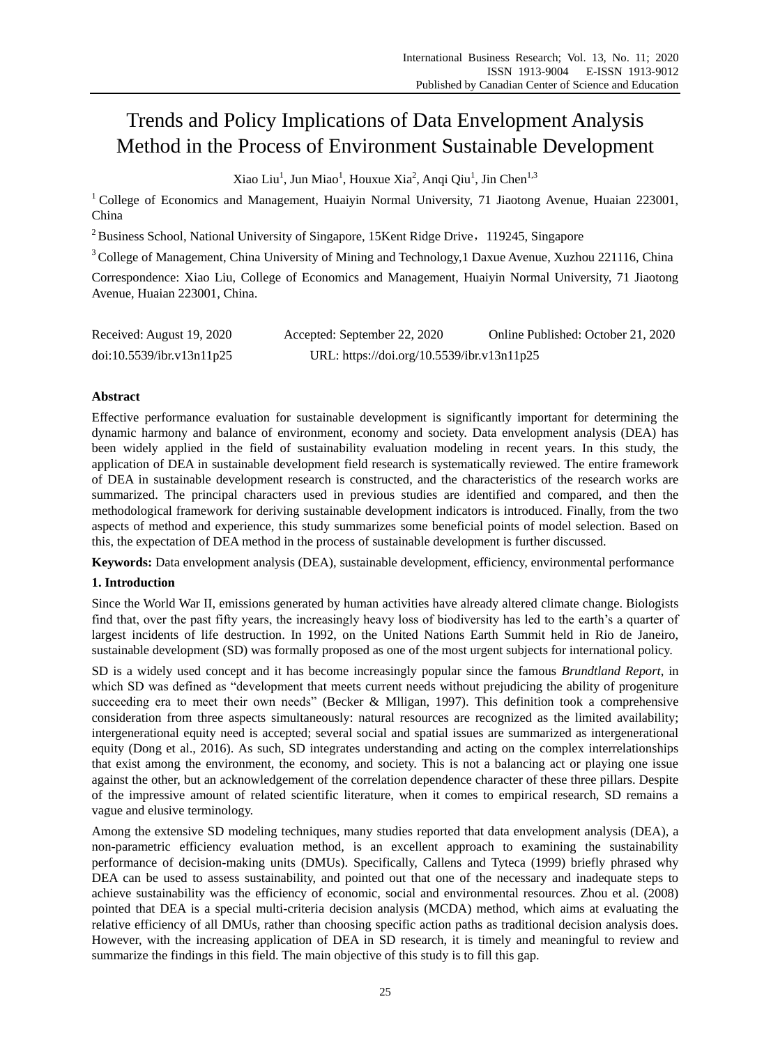# Trends and Policy Implications of Data Envelopment Analysis Method in the Process of Environment Sustainable Development

Xiao Liu[1], Jun Miao[1], Houxue Xia[2], Anqi Qiu[1], Jin Chen[1,3]

[1] College of Economics and Management, Huaiyin Normal University, 71 Jiaotong Avenue, Huaian 223001, China

[2] Business School, National University of Singapore, 15Kent Ridge Drive，119245, Singapore

[3] College of Management, China University of Mining and Technology,1 Daxue Avenue, Xuzhou 221116, China

Correspondence: Xiao Liu, College of Economics and Management, Huaiyin Normal University, 71 Jiaotong Avenue, Huaian 223001, China.

Received: August 19, 2020 Accepted: September 22, 2020 Online Published: October 21, 2020

doi:10.5539/ibr.v13n11p25 URL: https://doi.org/10.5539/ibr.v13n11p25

## Abstract

Effective performance evaluation for sustainable development is significantly important for determining the dynamic harmony and balance of environment, economy and society. Data envelopment analysis (DEA) has been widely applied in the field of sustainability evaluation modeling in recent years. In this study, the application of DEA in sustainable development field research is systematically reviewed. The entire framework of DEA in sustainable development research is constructed, and the characteristics of the research works are summarized. The principal characters used in previous studies are identified and compared, and then the methodological framework for deriving sustainable development indicators is introduced. Finally, from the two aspects of method and experience, this study summarizes some beneficial points of model selection. Based on this, the expectation of DEA method in the process of sustainable development is further discussed.

**Keywords:** Data envelopment analysis (DEA), sustainable development, efficiency, environmental performance

## 1. Introduction

Since the World War II, emissions generated by human activities have already altered climate change. Biologists find that, over the past fifty years, the increasingly heavy loss of biodiversity has led to the earth's a quarter of largest incidents of life destruction. In 1992, on the United Nations Earth Summit held in Rio de Janeiro, sustainable development (SD) was formally proposed as one of the most urgent subjects for international policy.

SD is a widely used concept and it has become increasingly popular since the famous *Brundtland Report*, in which SD was defined as "development that meets current needs without prejudicing the ability of progeniture succeeding era to meet their own needs" (Becker & Mlligan, 1997). This definition took a comprehensive consideration from three aspects simultaneously: natural resources are recognized as the limited availability; intergenerational equity need is accepted; several social and spatial issues are summarized as intergenerational equity (Dong et al., 2016). As such, SD integrates understanding and acting on the complex interrelationships that exist among the environment, the economy, and society. This is not a balancing act or playing one issue against the other, but an acknowledgement of the correlation dependence character of these three pillars. Despite of the impressive amount of related scientific literature, when it comes to empirical research, SD remains a vague and elusive terminology.

Among the extensive SD modeling techniques, many studies reported that data envelopment analysis (DEA), a non-parametric efficiency evaluation method, is an excellent approach to examining the sustainability performance of decision-making units (DMUs). Specifically, Callens and Tyteca (1999) briefly phrased why DEA can be used to assess sustainability, and pointed out that one of the necessary and inadequate steps to achieve sustainability was the efficiency of economic, social and environmental resources. Zhou et al. (2008) pointed that DEA is a special multi-criteria decision analysis (MCDA) method, which aims at evaluating the relative efficiency of all DMUs, rather than choosing specific action paths as traditional decision analysis does. However, with the increasing application of DEA in SD research, it is timely and meaningful to review and summarize the findings in this field. The main objective of this study is to fill this gap.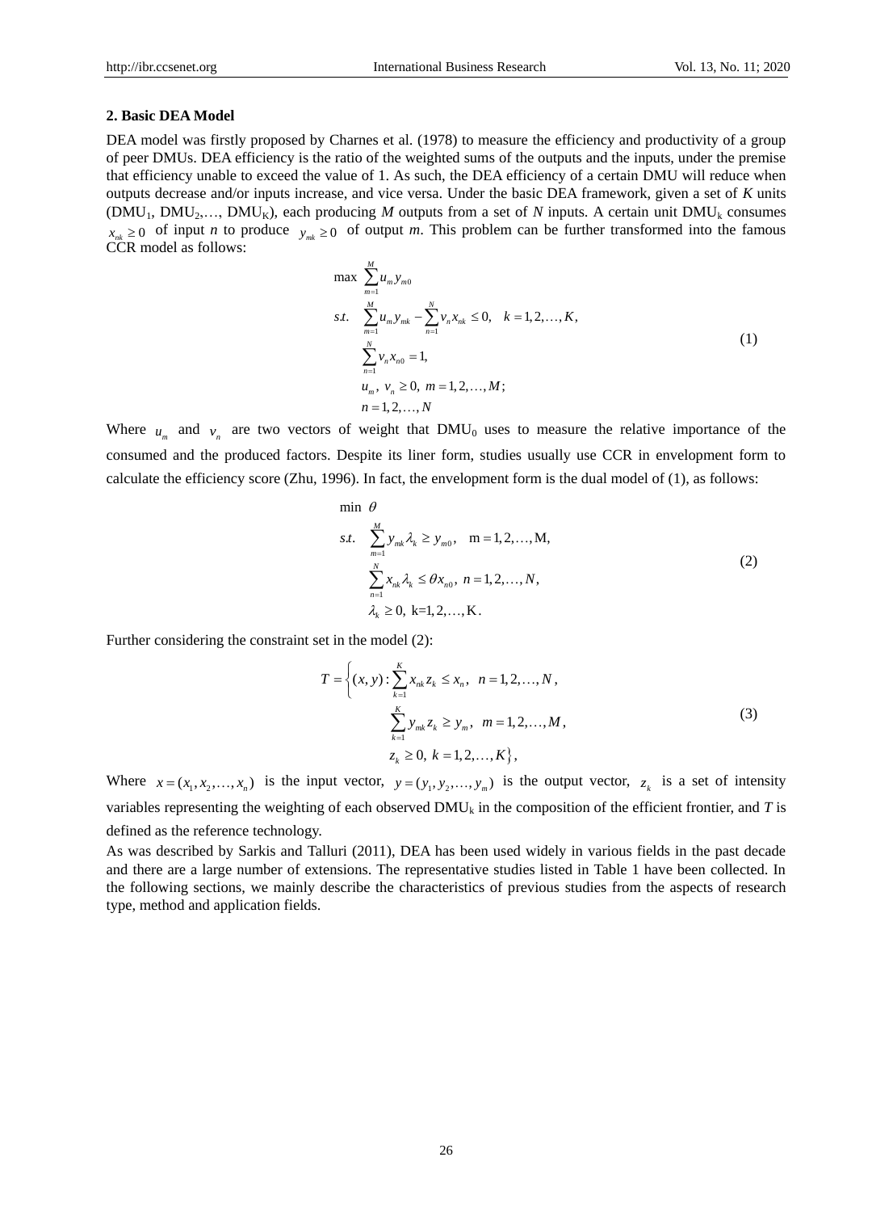## 2. Basic DEA Model

DEA model was firstly proposed by Charnes et al. (1978) to measure the efficiency and productivity of a group of peer DMUs. DEA efficiency is the ratio of the weighted sums of the outputs and the inputs, under the premise that efficiency unable to exceed the value of 1. As such, the DEA efficiency of a certain DMU will reduce when outputs decrease and/or inputs increase, and vice versa. Under the basic DEA framework, given a set of *K* units ($DMU_1$, $DMU_2$,…, $DMU_K$), each producing *M* outputs from a set of *N* inputs. A certain unit $DMU_k$ consumes $x_{nk} \geq 0$ of input *n* to produce $y_{mk} \geq 0$ of output *m*. This problem can be further transformed into the famous CCR model as follows:

$$
\begin{aligned}
\max \ & \sum_{m=1}^{M} u_m y_{m0} \\
s.t. \ & \sum_{m=1}^{M} u_m y_{mk} - \sum_{n=1}^{N} v_n x_{nk} \leq 0, \quad k = 1, 2, \ldots, K, \\
& \sum_{n=1}^{N} v_n x_{n0} = 1, \\
& u_m, \ v_n \geq 0, \ m = 1, 2, \ldots, M; \\
& n = 1, 2, \ldots, N
\end{aligned}
\tag{1}
$$

Where $u_m$ and $v_n$ are two vectors of weight that $DMU_0$ uses to measure the relative importance of the consumed and the produced factors. Despite its liner form, studies usually use CCR in envelopment form to calculate the efficiency score (Zhu, 1996). In fact, the envelopment form is the dual model of (1), as follows:

$$
\begin{aligned}
\min \ & \theta \\
s.t. \ & \sum_{m=1}^{M} y_{mk} \lambda_k \geq y_{m0}, \quad \text{m} = 1, 2, \ldots, \text{M}, \\
& \sum_{n=1}^{N} x_{nk} \lambda_k \leq \theta x_{n0}, \ n = 1, 2, \ldots, N, \\
& \lambda_k \geq 0, \ \text{k}=1, 2, \ldots, \text{K}.
\end{aligned}
\tag{2}
$$

Further considering the constraint set in the model (2):

$$
\begin{aligned}
T = \Big\{ (x, y) : & \sum_{k=1}^{K} x_{nk} z_k \leq x_n, \quad n = 1, 2, \ldots, N, \\
& \sum_{k=1}^{K} y_{mk} z_k \geq y_m, \quad m = 1, 2, \ldots, M, \\
& z_k \geq 0, \ k = 1, 2, \ldots, K \Big\},
\end{aligned}
\tag{3}
$$

Where $x = (x_1, x_2, \ldots, x_n)$ is the input vector, $y = (y_1, y_2, \ldots, y_m)$ is the output vector, $z_k$ is a set of intensity variables representing the weighting of each observed $DMU_k$ in the composition of the efficient frontier, and *T* is defined as the reference technology.

As was described by Sarkis and Talluri (2011), DEA has been used widely in various fields in the past decade and there are a large number of extensions. The representative studies listed in Table 1 have been collected. In the following sections, we mainly describe the characteristics of previous studies from the aspects of research type, method and application fields.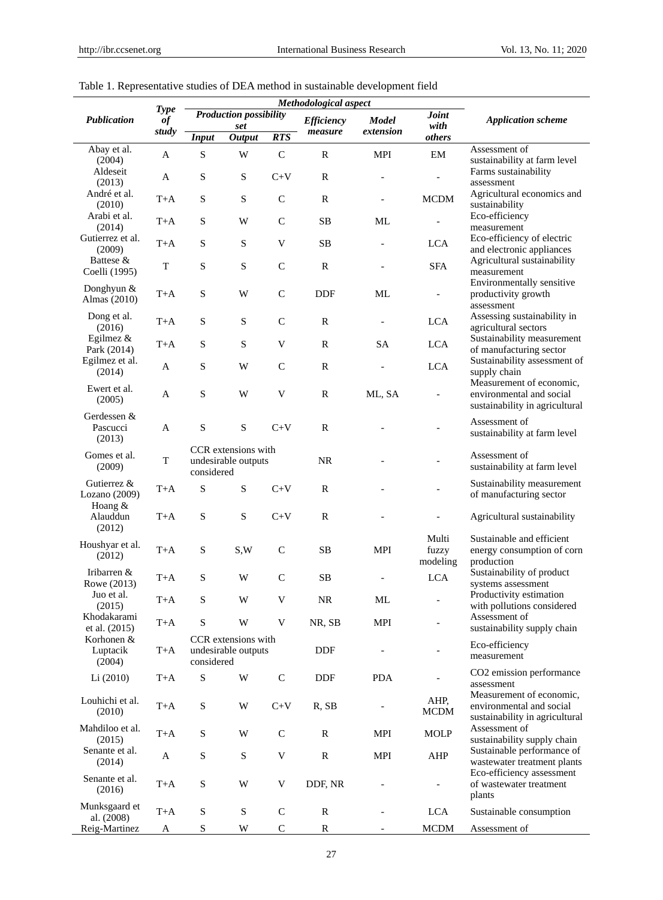Table 1. Representative studies of DEA method in sustainable development field

| *Publication* | *Type of study* | *Methodological aspect* | | | | | | *Application scheme* |
|---|---|---|---|---|---|---|---|---|
| | | *Production possibility set* | | | *Efficiency measure* | *Model extension* | *Joint with others* | |
| | | *Input* | *Output* | *RTS* | | | | |
| Abay et al. (2004) | A | S | W | C | R | MPI | EM | Assessment of sustainability at farm level |
| Aldeseit (2013) | A | S | S | C+V | R | - | - | Farms sustainability assessment |
| André et al. (2010) | T+A | S | S | C | R | - | MCDM | Agricultural economics and sustainability |
| Arabi et al. (2014) | T+A | S | W | C | SB | ML | - | Eco-efficiency measurement |
| Gutierrez et al. (2009) | T+A | S | S | V | SB | - | LCA | Eco-efficiency of electric and electronic appliances |
| Battese & Coelli (1995) | T | S | S | C | R | - | SFA | Agricultural sustainability measurement |
| Donghyun & Almas (2010) | T+A | S | W | C | DDF | ML | - | Environmentally sensitive productivity growth assessment |
| Dong et al. (2016) | T+A | S | S | C | R | - | LCA | Assessing sustainability in agricultural sectors |
| Egilmez & Park (2014) | T+A | S | S | V | R | SA | LCA | Sustainability measurement of manufacturing sector |
| Egilmez et al. (2014) | A | S | W | C | R | - | LCA | Sustainability assessment of supply chain |
| Ewert et al. (2005) | A | S | W | V | R | ML, SA | - | Measurement of economic, environmental and social sustainability in agricultural |
| Gerdessen & Pascucci (2013) | A | S | S | C+V | R | - | - | Assessment of sustainability at farm level |
| Gomes et al. (2009) | T | CCR extensions with undesirable outputs considered | | | NR | - | - | Assessment of sustainability at farm level |
| Gutierrez & Lozano (2009) | T+A | S | S | C+V | R | - | - | Sustainability measurement of manufacturing sector |
| Hoang & Alauddun (2012) | T+A | S | S | C+V | R | - | - | Agricultural sustainability |
| Houshyar et al. (2012) | T+A | S | S,W | C | SB | MPI | Multi fuzzy modeling | Sustainable and efficient energy consumption of corn production |
| Iribarren & Rowe (2013) | T+A | S | W | C | SB | - | LCA | Sustainability of product systems assessment |
| Juo et al. (2015) | T+A | S | W | V | NR | ML | - | Productivity estimation with pollutions considered |
| Khodakarami et al. (2015) | T+A | S | W | V | NR, SB | MPI | - | Assessment of sustainability supply chain |
| Korhonen & Luptacik (2004) | T+A | CCR extensions with undesirable outputs considered | | | DDF | - | - | Eco-efficiency measurement |
| Li (2010) | T+A | S | W | C | DDF | PDA | - | CO2 emission performance assessment |
| Louhichi et al. (2010) | T+A | S | W | C+V | R, SB | - | AHP, MCDM | Measurement of economic, environmental and social sustainability in agricultural |
| Mahdiloo et al. (2015) | T+A | S | W | C | R | MPI | MOLP | Assessment of sustainability supply chain |
| Senante et al. (2014) | A | S | S | V | R | MPI | AHP | Sustainable performance of wastewater treatment plants |
| Senante et al. (2016) | T+A | S | W | V | DDF, NR | - | - | Eco-efficiency assessment of wastewater treatment plants |
| Munksgaard et al. (2008) | T+A | S | S | C | R | - | LCA | Sustainable consumption |
| Reig-Martinez | A | S | W | C | R | - | MCDM | Assessment of |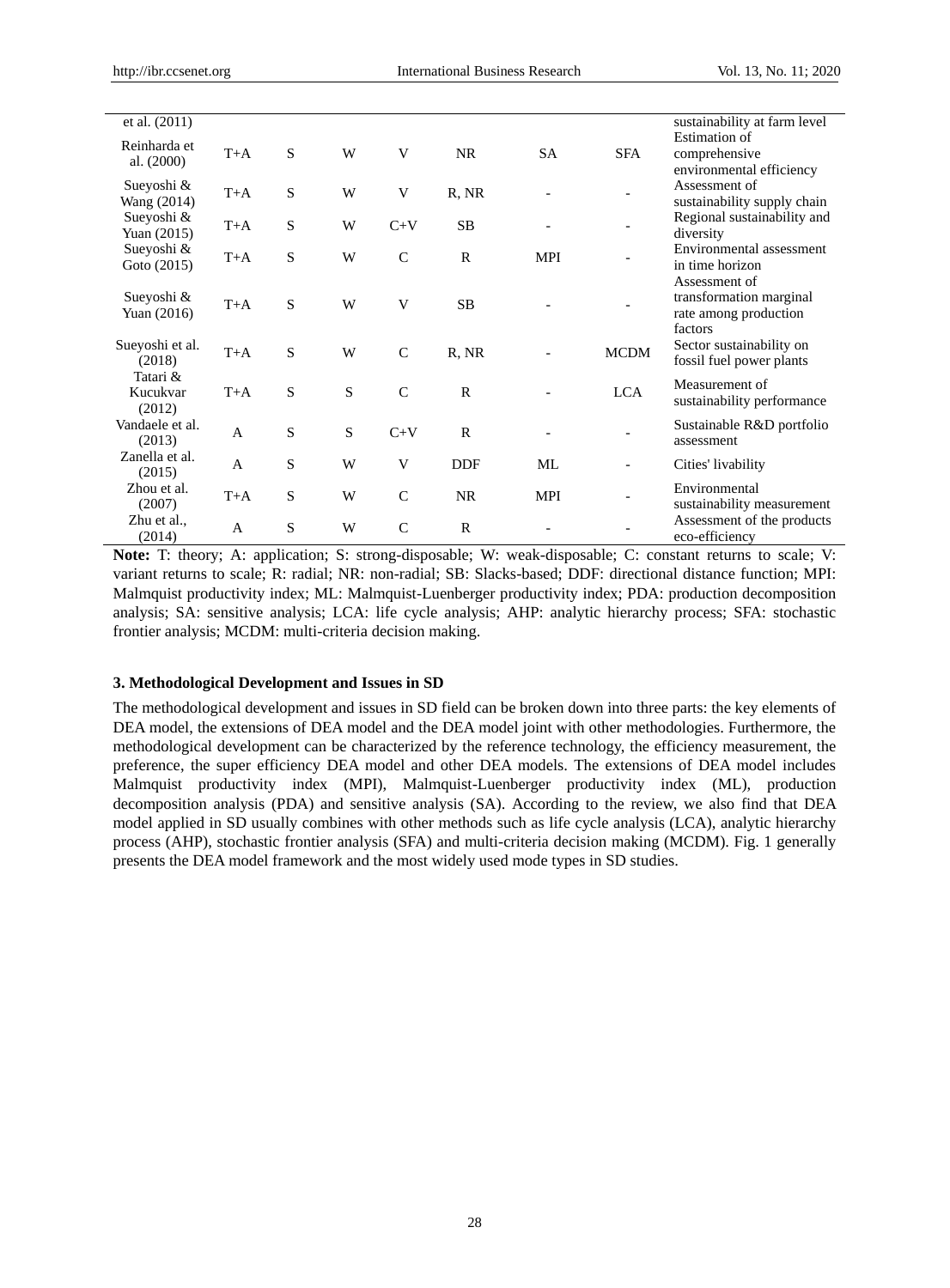| | | | | | | | |
|---|---|---|---|---|---|---|---|
| et al. (2011) | | | | | | | sustainability at farm level |
| Reinharda et al. (2000) | T+A | S | W | V | NR | SA | SFA | Estimation of comprehensive environmental efficiency |
| Sueyoshi & Wang (2014) | T+A | S | W | V | R, NR | - | - | Assessment of sustainability supply chain |
| Sueyoshi & Yuan (2015) | T+A | S | W | C+V | SB | - | - | Regional sustainability and diversity |
| Sueyoshi & Goto (2015) | T+A | S | W | C | R | MPI | - | Environmental assessment in time horizon |
| Sueyoshi & Yuan (2016) | T+A | S | W | V | SB | - | - | Assessment of transformation marginal rate among production factors |
| Sueyoshi et al. (2018) | T+A | S | W | C | R, NR | - | MCDM | Sector sustainability on fossil fuel power plants |
| Tatari & Kucukvar (2012) | T+A | S | S | C | R | - | LCA | Measurement of sustainability performance |
| Vandaele et al. (2013) | A | S | S | C+V | R | - | - | Sustainable R&D portfolio assessment |
| Zanella et al. (2015) | A | S | W | V | DDF | ML | - | Cities' livability |
| Zhou et al. (2007) | T+A | S | W | C | NR | MPI | - | Environmental sustainability measurement |
| Zhu et al., (2014) | A | S | W | C | R | - | - | Assessment of the products eco-efficiency |

**Note:** T: theory; A: application; S: strong-disposable; W: weak-disposable; C: constant returns to scale; V: variant returns to scale; R: radial; NR: non-radial; SB: Slacks-based; DDF: directional distance function; MPI: Malmquist productivity index; ML: Malmquist-Luenberger productivity index; PDA: production decomposition analysis; SA: sensitive analysis; LCA: life cycle analysis; AHP: analytic hierarchy process; SFA: stochastic frontier analysis; MCDM: multi-criteria decision making.

### 3. Methodological Development and Issues in SD

The methodological development and issues in SD field can be broken down into three parts: the key elements of DEA model, the extensions of DEA model and the DEA model joint with other methodologies. Furthermore, the methodological development can be characterized by the reference technology, the efficiency measurement, the preference, the super efficiency DEA model and other DEA models. The extensions of DEA model includes Malmquist productivity index (MPI), Malmquist-Luenberger productivity index (ML), production decomposition analysis (PDA) and sensitive analysis (SA). According to the review, we also find that DEA model applied in SD usually combines with other methods such as life cycle analysis (LCA), analytic hierarchy process (AHP), stochastic frontier analysis (SFA) and multi-criteria decision making (MCDM). Fig. 1 generally presents the DEA model framework and the most widely used mode types in SD studies.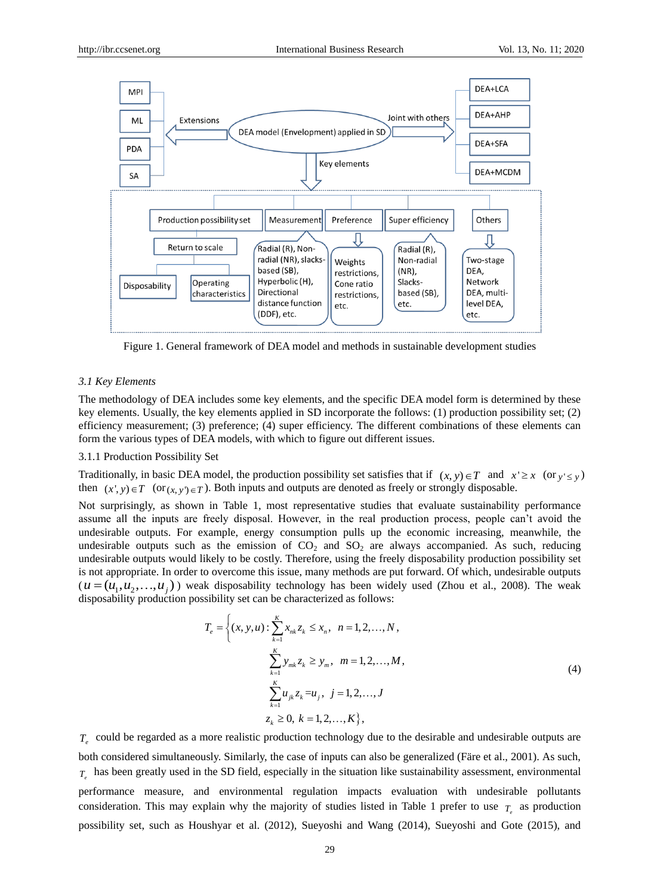Figure 1. General framework of DEA model and methods in sustainable development studies

### *3.1 Key Elements*

The methodology of DEA includes some key elements, and the specific DEA model form is determined by these key elements. Usually, the key elements applied in SD incorporate the follows: (1) production possibility set; (2) efficiency measurement; (3) preference; (4) super efficiency. The different combinations of these elements can form the various types of DEA models, with which to figure out different issues.

#### 3.1.1 Production Possibility Set

Traditionally, in basic DEA model, the production possibility set satisfies that if $(x, y) \in T$ and $x' \geq x$ (or $y' \leq y$) then $(x', y) \in T$ (or $(x, y') \in T$). Both inputs and outputs are denoted as freely or strongly disposable.

Not surprisingly, as shown in Table 1, most representative studies that evaluate sustainability performance assume all the inputs are freely disposal. However, in the real production process, people can't avoid the undesirable outputs. For example, energy consumption pulls up the economic increasing, meanwhile, the undesirable outputs such as the emission of $CO_2$ and $SO_2$ are always accompanied. As such, reducing undesirable outputs would likely to be costly. Therefore, using the freely disposability production possibility set is not appropriate. In order to overcome this issue, many methods are put forward. Of which, undesirable outputs ($u = (u_1, u_2, \ldots, u_j)$) weak disposability technology has been widely used (Zhou et al., 2008). The weak disposability production possibility set can be characterized as follows:

$$
\begin{aligned}
T_e = \Big\{ (x, y, u) : & \sum_{k=1}^{K} x_{nk} z_k \leq x_n, \quad n = 1, 2, \ldots, N, \\
& \sum_{k=1}^{K} y_{mk} z_k \geq y_m, \quad m = 1, 2, \ldots, M, \\
& \sum_{k=1}^{K} u_{jk} z_k = u_j, \quad j = 1, 2, \ldots, J \\
& z_k \geq 0, \; k = 1, 2, \ldots, K \Big\},
\end{aligned}
\tag{4}
$$

$T_e$ could be regarded as a more realistic production technology due to the desirable and undesirable outputs are both considered simultaneously. Similarly, the case of inputs can also be generalized (Färe et al., 2001). As such, $T_e$ has been greatly used in the SD field, especially in the situation like sustainability assessment, environmental performance measure, and environmental regulation impacts evaluation with undesirable pollutants consideration. This may explain why the majority of studies listed in Table 1 prefer to use $T_e$ as production possibility set, such as Houshyar et al. (2012), Sueyoshi and Wang (2014), Sueyoshi and Gote (2015), and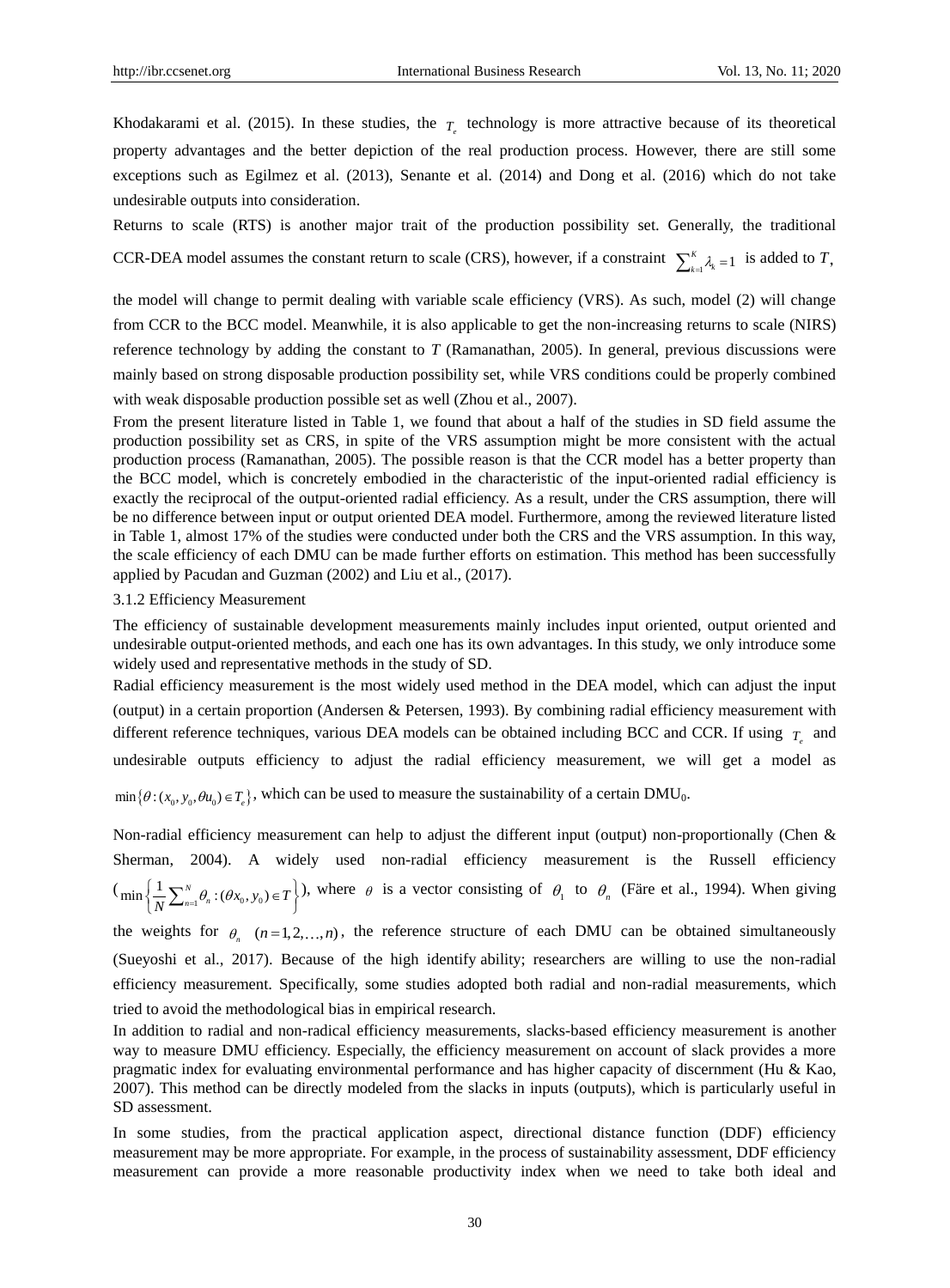Khodakarami et al. (2015). In these studies, the $T_e$ technology is more attractive because of its theoretical property advantages and the better depiction of the real production process. However, there are still some exceptions such as Egilmez et al. (2013), Senante et al. (2014) and Dong et al. (2016) which do not take undesirable outputs into consideration.

Returns to scale (RTS) is another major trait of the production possibility set. Generally, the traditional CCR-DEA model assumes the constant return to scale (CRS), however, if a constraint $\sum_{k=1}^{K}\lambda_k = 1$ is added to *T*, the model will change to permit dealing with variable scale efficiency (VRS). As such, model (2) will change from CCR to the BCC model. Meanwhile, it is also applicable to get the non-increasing returns to scale (NIRS) reference technology by adding the constant to *T* (Ramanathan, 2005). In general, previous discussions were mainly based on strong disposable production possibility set, while VRS conditions could be properly combined with weak disposable production possible set as well (Zhou et al., 2007).

From the present literature listed in Table 1, we found that about a half of the studies in SD field assume the production possibility set as CRS, in spite of the VRS assumption might be more consistent with the actual production process (Ramanathan, 2005). The possible reason is that the CCR model has a better property than the BCC model, which is concretely embodied in the characteristic of the input-oriented radial efficiency is exactly the reciprocal of the output-oriented radial efficiency. As a result, under the CRS assumption, there will be no difference between input or output oriented DEA model. Furthermore, among the reviewed literature listed in Table 1, almost 17% of the studies were conducted under both the CRS and the VRS assumption. In this way, the scale efficiency of each DMU can be made further efforts on estimation. This method has been successfully applied by Pacudan and Guzman (2002) and Liu et al., (2017).

3.1.2 Efficiency Measurement

The efficiency of sustainable development measurements mainly includes input oriented, output oriented and undesirable output-oriented methods, and each one has its own advantages. In this study, we only introduce some widely used and representative methods in the study of SD.

Radial efficiency measurement is the most widely used method in the DEA model, which can adjust the input (output) in a certain proportion (Andersen & Petersen, 1993). By combining radial efficiency measurement with different reference techniques, various DEA models can be obtained including BCC and CCR. If using $T_e$ and undesirable outputs efficiency to adjust the radial efficiency measurement, we will get a model as $\min\{\theta : (x_0, y_0, \theta u_0) \in T_e\}$, which can be used to measure the sustainability of a certain $DMU_0$.

Non-radial efficiency measurement can help to adjust the different input (output) non-proportionally (Chen & Sherman, 2004). A widely used non-radial efficiency measurement is the Russell efficiency ($\min\left\{\frac{1}{N}\sum_{n=1}^{N}\theta_n : (\theta x_0, y_0) \in T\right\}$), where $\theta$ is a vector consisting of $\theta_1$ to $\theta_n$ (Färe et al., 1994). When giving the weights for $\theta_n \quad (n = 1, 2, \ldots, n)$, the reference structure of each DMU can be obtained simultaneously (Sueyoshi et al., 2017). Because of the high identify ability; researchers are willing to use the non-radial efficiency measurement. Specifically, some studies adopted both radial and non-radial measurements, which tried to avoid the methodological bias in empirical research.

In addition to radial and non-radical efficiency measurements, slacks-based efficiency measurement is another way to measure DMU efficiency. Especially, the efficiency measurement on account of slack provides a more pragmatic index for evaluating environmental performance and has higher capacity of discernment (Hu & Kao, 2007). This method can be directly modeled from the slacks in inputs (outputs), which is particularly useful in SD assessment.

In some studies, from the practical application aspect, directional distance function (DDF) efficiency measurement may be more appropriate. For example, in the process of sustainability assessment, DDF efficiency measurement can provide a more reasonable productivity index when we need to take both ideal and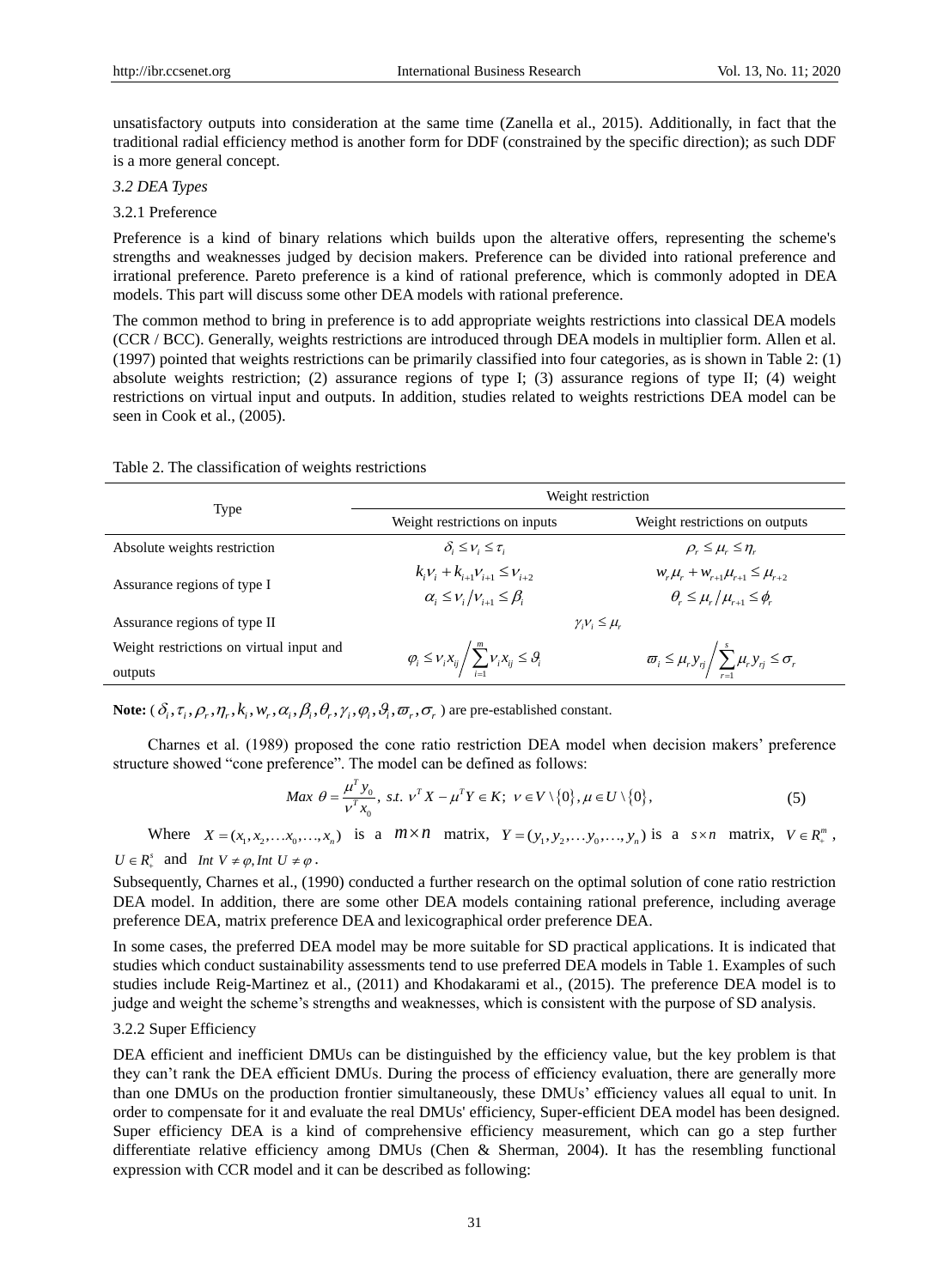unsatisfactory outputs into consideration at the same time (Zanella et al., 2015). Additionally, in fact that the traditional radial efficiency method is another form for DDF (constrained by the specific direction); as such DDF is a more general concept.

*3.2 DEA Types*

3.2.1 Preference

Preference is a kind of binary relations which builds upon the alterative offers, representing the scheme's strengths and weaknesses judged by decision makers. Preference can be divided into rational preference and irrational preference. Pareto preference is a kind of rational preference, which is commonly adopted in DEA models. This part will discuss some other DEA models with rational preference.

The common method to bring in preference is to add appropriate weights restrictions into classical DEA models (CCR / BCC). Generally, weights restrictions are introduced through DEA models in multiplier form. Allen et al. (1997) pointed that weights restrictions can be primarily classified into four categories, as is shown in Table 2: (1) absolute weights restriction; (2) assurance regions of type I; (3) assurance regions of type II; (4) weight restrictions on virtual input and outputs. In addition, studies related to weights restrictions DEA model can be seen in Cook et al., (2005).

Table 2. The classification of weights restrictions

| Type | Weight restriction | |
|---|---|---|
| | Weight restrictions on inputs | Weight restrictions on outputs |
| Absolute weights restriction | $\delta_i \le \nu_i \le \tau_i$ | $\rho_r \le \mu_r \le \eta_r$ |
| Assurance regions of type I | $k_i\nu_i + k_{i+1}\nu_{i+1} \le \nu_{i+2}$<br>$\alpha_i \le \nu_i / \nu_{i+1} \le \beta_i$ | $w_r\mu_r + w_{r+1}\mu_{r+1} \le \mu_{r+2}$<br>$\theta_r \le \mu_r / \mu_{r+1} \le \phi_r$ |
| Assurance regions of type II | $\gamma_i\nu_i \le \mu_r$ | |
| Weight restrictions on virtual input and outputs | $\varphi_i \le \nu_i x_{ij} \Big/ \sum_{i=1}^{m} \nu_i x_{ij} \le \vartheta_i$ | $\varpi_i \le \mu_r y_{rj} \Big/ \sum_{r=1}^{s} \mu_r y_{rj} \le \sigma_r$ |

**Note:** ($\delta_i, \tau_i, \rho_r, \eta_r, k_i, w_r, \alpha_i, \beta_i, \theta_r, \gamma_i, \varphi_i, \vartheta_i, \varpi_r, \sigma_r$) are pre-established constant.

Charnes et al. (1989) proposed the cone ratio restriction DEA model when decision makers' preference structure showed "cone preference". The model can be defined as follows:

$$Max\ \theta = \frac{\mu^T y_0}{\nu^T x_0},\ s.t.\ \nu^T X - \mu^T Y \in K;\ \nu \in V \setminus \{0\}, \mu \in U \setminus \{0\}, \tag{5}$$

Where $X = (x_1, x_2, \ldots x_0, \ldots, x_n)$ is a $m \times n$ matrix, $Y = (y_1, y_2, \ldots y_0, \ldots, y_n)$ is a $s \times n$ matrix, $V \in R_+^m$, $U \in R_+^s$ and $Int\ V \ne \varphi, Int\ U \ne \varphi$.

Subsequently, Charnes et al., (1990) conducted a further research on the optimal solution of cone ratio restriction DEA model. In addition, there are some other DEA models containing rational preference, including average preference DEA, matrix preference DEA and lexicographical order preference DEA.

In some cases, the preferred DEA model may be more suitable for SD practical applications. It is indicated that studies which conduct sustainability assessments tend to use preferred DEA models in Table 1. Examples of such studies include Reig-Martinez et al., (2011) and Khodakarami et al., (2015). The preference DEA model is to judge and weight the scheme's strengths and weaknesses, which is consistent with the purpose of SD analysis.

3.2.2 Super Efficiency

DEA efficient and inefficient DMUs can be distinguished by the efficiency value, but the key problem is that they can't rank the DEA efficient DMUs. During the process of efficiency evaluation, there are generally more than one DMUs on the production frontier simultaneously, these DMUs' efficiency values all equal to unit. In order to compensate for it and evaluate the real DMUs' efficiency, Super-efficient DEA model has been designed. Super efficiency DEA is a kind of comprehensive efficiency measurement, which can go a step further differentiate relative efficiency among DMUs (Chen & Sherman, 2004). It has the resembling functional expression with CCR model and it can be described as following: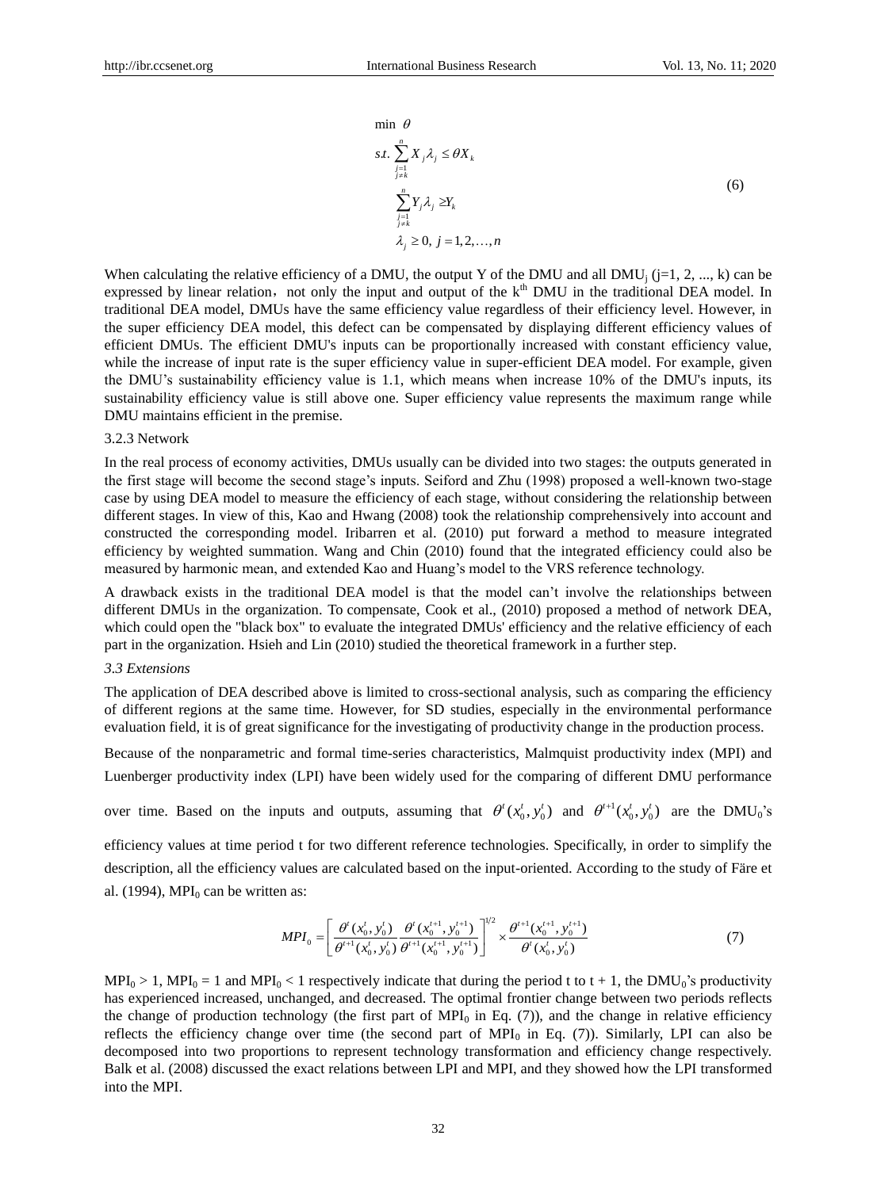$$
\begin{aligned}
&\min\ \theta \\
&s.t.\ \sum_{\substack{j=1 \\ j\neq k}}^{n} X_j \lambda_j \leq \theta X_k \\
&\quad \sum_{\substack{j=1 \\ j\neq k}}^{n} Y_j \lambda_j \geq Y_k \\
&\quad \lambda_j \geq 0,\ j = 1, 2, \ldots, n
\end{aligned}
\tag{6}
$$

When calculating the relative efficiency of a DMU, the output Y of the DMU and all $DMU_j$ (j=1, 2, ..., k) can be expressed by linear relation，not only the input and output of the $k^{th}$ DMU in the traditional DEA model. In traditional DEA model, DMUs have the same efficiency value regardless of their efficiency level. However, in the super efficiency DEA model, this defect can be compensated by displaying different efficiency values of efficient DMUs. The efficient DMU's inputs can be proportionally increased with constant efficiency value, while the increase of input rate is the super efficiency value in super-efficient DEA model. For example, given the DMU's sustainability efficiency value is 1.1, which means when increase 10% of the DMU's inputs, its sustainability efficiency value is still above one. Super efficiency value represents the maximum range while DMU maintains efficient in the premise.

3.2.3 Network

In the real process of economy activities, DMUs usually can be divided into two stages: the outputs generated in the first stage will become the second stage's inputs. Seiford and Zhu (1998) proposed a well-known two-stage case by using DEA model to measure the efficiency of each stage, without considering the relationship between different stages. In view of this, Kao and Hwang (2008) took the relationship comprehensively into account and constructed the corresponding model. Iribarren et al. (2010) put forward a method to measure integrated efficiency by weighted summation. Wang and Chin (2010) found that the integrated efficiency could also be measured by harmonic mean, and extended Kao and Huang's model to the VRS reference technology.

A drawback exists in the traditional DEA model is that the model can't involve the relationships between different DMUs in the organization. To compensate, Cook et al., (2010) proposed a method of network DEA, which could open the "black box" to evaluate the integrated DMUs' efficiency and the relative efficiency of each part in the organization. Hsieh and Lin (2010) studied the theoretical framework in a further step.

### *3.3 Extensions*

The application of DEA described above is limited to cross-sectional analysis, such as comparing the efficiency of different regions at the same time. However, for SD studies, especially in the environmental performance evaluation field, it is of great significance for the investigating of productivity change in the production process.

Because of the nonparametric and formal time-series characteristics, Malmquist productivity index (MPI) and Luenberger productivity index (LPI) have been widely used for the comparing of different DMU performance over time. Based on the inputs and outputs, assuming that $\theta^t(x_0^t, y_0^t)$ and $\theta^{t+1}(x_0^t, y_0^t)$ are the $DMU_0$'s efficiency values at time period t for two different reference technologies. Specifically, in order to simplify the description, all the efficiency values are calculated based on the input-oriented. According to the study of Färe et al. (1994), $MPI_0$ can be written as:

$$
MPI_0 = \left[ \frac{\theta^t(x_0^t, y_0^t)}{\theta^{t+1}(x_0^t, y_0^t)} \frac{\theta^t(x_0^{t+1}, y_0^{t+1})}{\theta^{t+1}(x_0^{t+1}, y_0^{t+1})} \right]^{1/2} \times \frac{\theta^{t+1}(x_0^{t+1}, y_0^{t+1})}{\theta^t(x_0^t, y_0^t)} \tag{7}
$$

$MPI_0 > 1$, $MPI_0 = 1$ and $MPI_0 < 1$ respectively indicate that during the period t to t + 1, the $DMU_0$'s productivity has experienced increased, unchanged, and decreased. The optimal frontier change between two periods reflects the change of production technology (the first part of $MPI_0$ in Eq. (7)), and the change in relative efficiency reflects the efficiency change over time (the second part of $MPI_0$ in Eq. (7)). Similarly, LPI can also be decomposed into two proportions to represent technology transformation and efficiency change respectively. Balk et al. (2008) discussed the exact relations between LPI and MPI, and they showed how the LPI transformed into the MPI.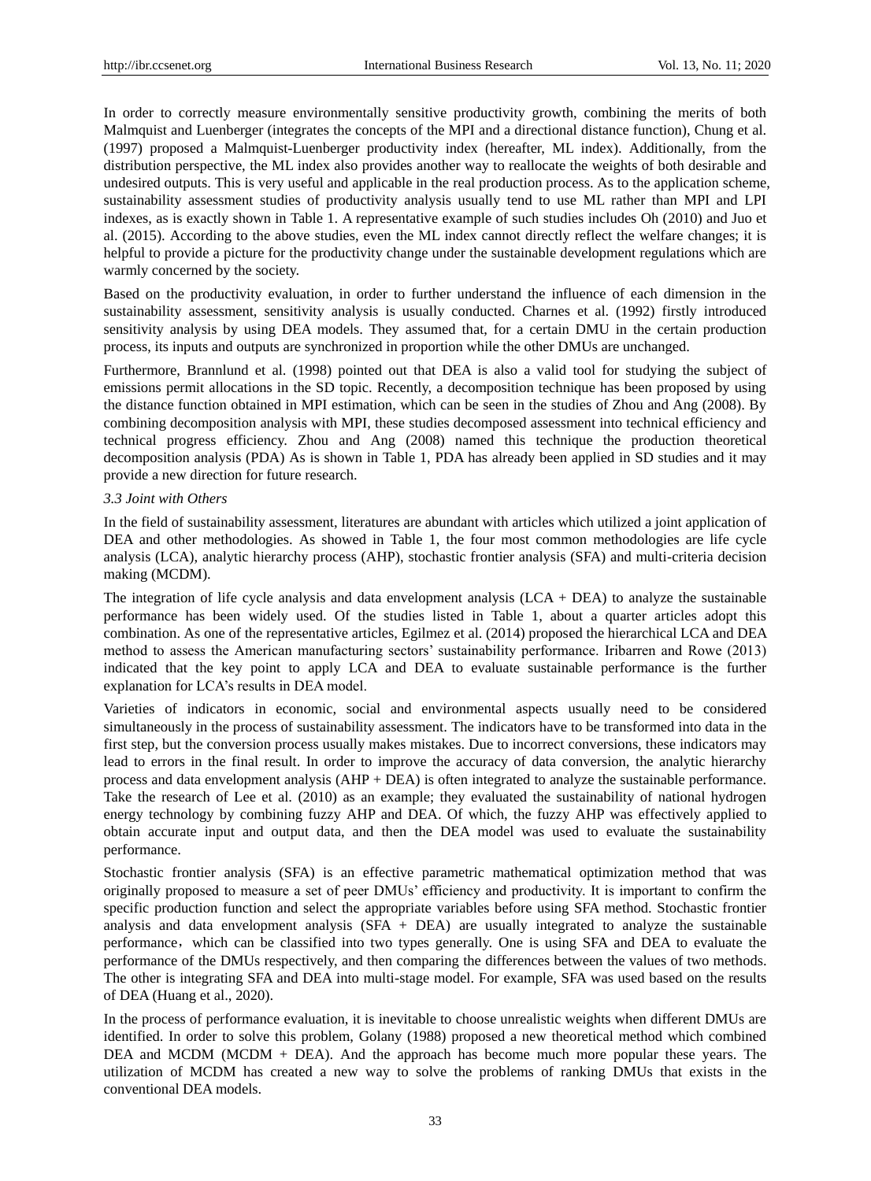In order to correctly measure environmentally sensitive productivity growth, combining the merits of both Malmquist and Luenberger (integrates the concepts of the MPI and a directional distance function), Chung et al. (1997) proposed a Malmquist-Luenberger productivity index (hereafter, ML index). Additionally, from the distribution perspective, the ML index also provides another way to reallocate the weights of both desirable and undesired outputs. This is very useful and applicable in the real production process. As to the application scheme, sustainability assessment studies of productivity analysis usually tend to use ML rather than MPI and LPI indexes, as is exactly shown in Table 1. A representative example of such studies includes Oh (2010) and Juo et al. (2015). According to the above studies, even the ML index cannot directly reflect the welfare changes; it is helpful to provide a picture for the productivity change under the sustainable development regulations which are warmly concerned by the society.

Based on the productivity evaluation, in order to further understand the influence of each dimension in the sustainability assessment, sensitivity analysis is usually conducted. Charnes et al. (1992) firstly introduced sensitivity analysis by using DEA models. They assumed that, for a certain DMU in the certain production process, its inputs and outputs are synchronized in proportion while the other DMUs are unchanged.

Furthermore, Brannlund et al. (1998) pointed out that DEA is also a valid tool for studying the subject of emissions permit allocations in the SD topic. Recently, a decomposition technique has been proposed by using the distance function obtained in MPI estimation, which can be seen in the studies of Zhou and Ang (2008). By combining decomposition analysis with MPI, these studies decomposed assessment into technical efficiency and technical progress efficiency. Zhou and Ang (2008) named this technique the production theoretical decomposition analysis (PDA) As is shown in Table 1, PDA has already been applied in SD studies and it may provide a new direction for future research.

### *3.3 Joint with Others*

In the field of sustainability assessment, literatures are abundant with articles which utilized a joint application of DEA and other methodologies. As showed in Table 1, the four most common methodologies are life cycle analysis (LCA), analytic hierarchy process (AHP), stochastic frontier analysis (SFA) and multi-criteria decision making (MCDM).

The integration of life cycle analysis and data envelopment analysis (LCA + DEA) to analyze the sustainable performance has been widely used. Of the studies listed in Table 1, about a quarter articles adopt this combination. As one of the representative articles, Egilmez et al. (2014) proposed the hierarchical LCA and DEA method to assess the American manufacturing sectors' sustainability performance. Iribarren and Rowe (2013) indicated that the key point to apply LCA and DEA to evaluate sustainable performance is the further explanation for LCA's results in DEA model.

Varieties of indicators in economic, social and environmental aspects usually need to be considered simultaneously in the process of sustainability assessment. The indicators have to be transformed into data in the first step, but the conversion process usually makes mistakes. Due to incorrect conversions, these indicators may lead to errors in the final result. In order to improve the accuracy of data conversion, the analytic hierarchy process and data envelopment analysis (AHP + DEA) is often integrated to analyze the sustainable performance. Take the research of Lee et al. (2010) as an example; they evaluated the sustainability of national hydrogen energy technology by combining fuzzy AHP and DEA. Of which, the fuzzy AHP was effectively applied to obtain accurate input and output data, and then the DEA model was used to evaluate the sustainability performance.

Stochastic frontier analysis (SFA) is an effective parametric mathematical optimization method that was originally proposed to measure a set of peer DMUs' efficiency and productivity. It is important to confirm the specific production function and select the appropriate variables before using SFA method. Stochastic frontier analysis and data envelopment analysis (SFA + DEA) are usually integrated to analyze the sustainable performance，which can be classified into two types generally. One is using SFA and DEA to evaluate the performance of the DMUs respectively, and then comparing the differences between the values of two methods. The other is integrating SFA and DEA into multi-stage model. For example, SFA was used based on the results of DEA (Huang et al., 2020).

In the process of performance evaluation, it is inevitable to choose unrealistic weights when different DMUs are identified. In order to solve this problem, Golany (1988) proposed a new theoretical method which combined DEA and MCDM (MCDM + DEA). And the approach has become much more popular these years. The utilization of MCDM has created a new way to solve the problems of ranking DMUs that exists in the conventional DEA models.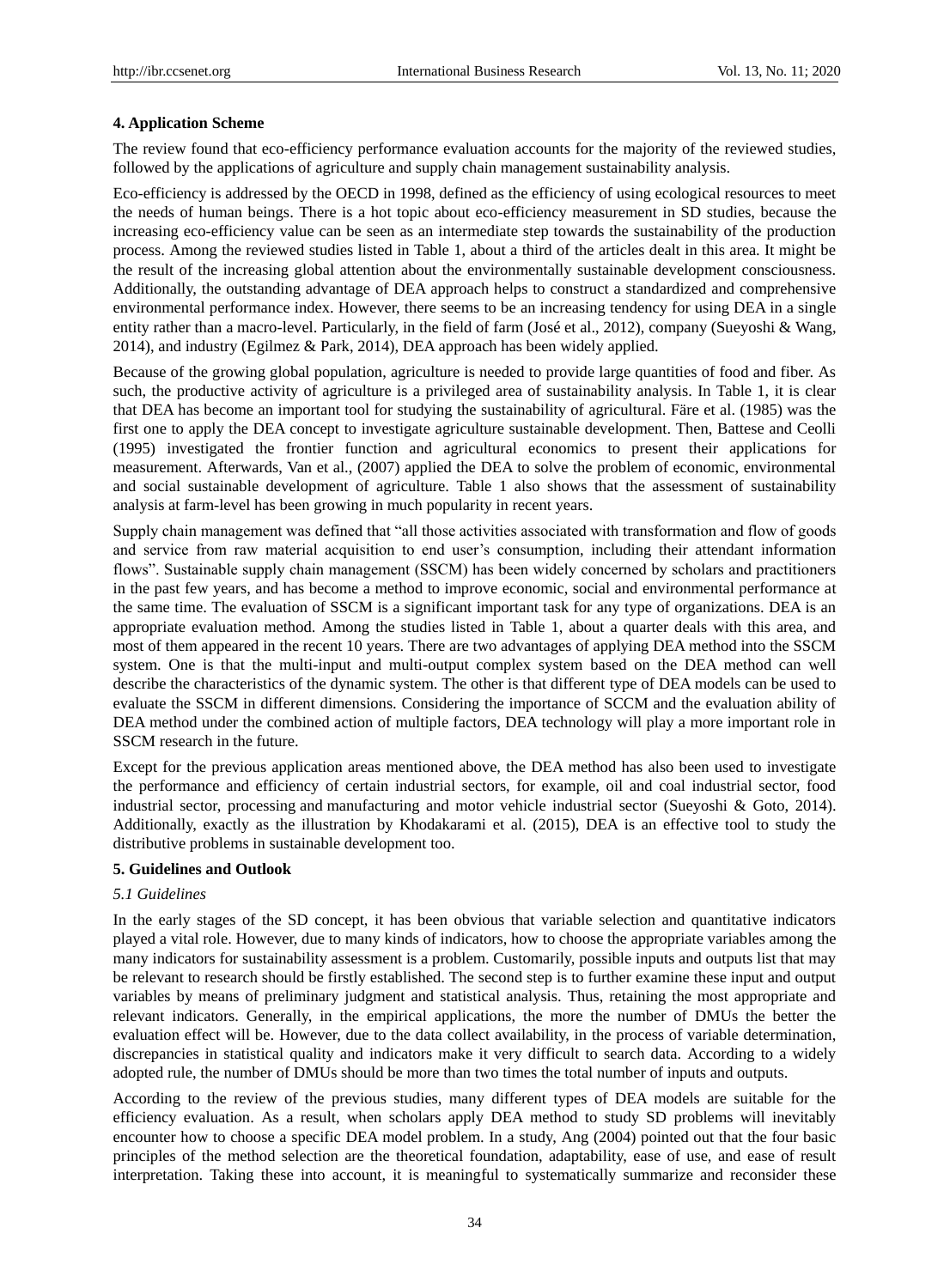## 4. Application Scheme

The review found that eco-efficiency performance evaluation accounts for the majority of the reviewed studies, followed by the applications of agriculture and supply chain management sustainability analysis.

Eco-efficiency is addressed by the OECD in 1998, defined as the efficiency of using ecological resources to meet the needs of human beings. There is a hot topic about eco-efficiency measurement in SD studies, because the increasing eco-efficiency value can be seen as an intermediate step towards the sustainability of the production process. Among the reviewed studies listed in Table 1, about a third of the articles dealt in this area. It might be the result of the increasing global attention about the environmentally sustainable development consciousness. Additionally, the outstanding advantage of DEA approach helps to construct a standardized and comprehensive environmental performance index. However, there seems to be an increasing tendency for using DEA in a single entity rather than a macro-level. Particularly, in the field of farm (José et al., 2012), company (Sueyoshi & Wang, 2014), and industry (Egilmez & Park, 2014), DEA approach has been widely applied.

Because of the growing global population, agriculture is needed to provide large quantities of food and fiber. As such, the productive activity of agriculture is a privileged area of sustainability analysis. In Table 1, it is clear that DEA has become an important tool for studying the sustainability of agricultural. Färe et al. (1985) was the first one to apply the DEA concept to investigate agriculture sustainable development. Then, Battese and Ceolli (1995) investigated the frontier function and agricultural economics to present their applications for measurement. Afterwards, Van et al., (2007) applied the DEA to solve the problem of economic, environmental and social sustainable development of agriculture. Table 1 also shows that the assessment of sustainability analysis at farm-level has been growing in much popularity in recent years.

Supply chain management was defined that "all those activities associated with transformation and flow of goods and service from raw material acquisition to end user's consumption, including their attendant information flows". Sustainable supply chain management (SSCM) has been widely concerned by scholars and practitioners in the past few years, and has become a method to improve economic, social and environmental performance at the same time. The evaluation of SSCM is a significant important task for any type of organizations. DEA is an appropriate evaluation method. Among the studies listed in Table 1, about a quarter deals with this area, and most of them appeared in the recent 10 years. There are two advantages of applying DEA method into the SSCM system. One is that the multi-input and multi-output complex system based on the DEA method can well describe the characteristics of the dynamic system. The other is that different type of DEA models can be used to evaluate the SSCM in different dimensions. Considering the importance of SCCM and the evaluation ability of DEA method under the combined action of multiple factors, DEA technology will play a more important role in SSCM research in the future.

Except for the previous application areas mentioned above, the DEA method has also been used to investigate the performance and efficiency of certain industrial sectors, for example, oil and coal industrial sector, food industrial sector, processing and manufacturing and motor vehicle industrial sector (Sueyoshi & Goto, 2014). Additionally, exactly as the illustration by Khodakarami et al. (2015), DEA is an effective tool to study the distributive problems in sustainable development too.

## 5. Guidelines and Outlook

### *5.1 Guidelines*

In the early stages of the SD concept, it has been obvious that variable selection and quantitative indicators played a vital role. However, due to many kinds of indicators, how to choose the appropriate variables among the many indicators for sustainability assessment is a problem. Customarily, possible inputs and outputs list that may be relevant to research should be firstly established. The second step is to further examine these input and output variables by means of preliminary judgment and statistical analysis. Thus, retaining the most appropriate and relevant indicators. Generally, in the empirical applications, the more the number of DMUs the better the evaluation effect will be. However, due to the data collect availability, in the process of variable determination, discrepancies in statistical quality and indicators make it very difficult to search data. According to a widely adopted rule, the number of DMUs should be more than two times the total number of inputs and outputs.

According to the review of the previous studies, many different types of DEA models are suitable for the efficiency evaluation. As a result, when scholars apply DEA method to study SD problems will inevitably encounter how to choose a specific DEA model problem. In a study, Ang (2004) pointed out that the four basic principles of the method selection are the theoretical foundation, adaptability, ease of use, and ease of result interpretation. Taking these into account, it is meaningful to systematically summarize and reconsider these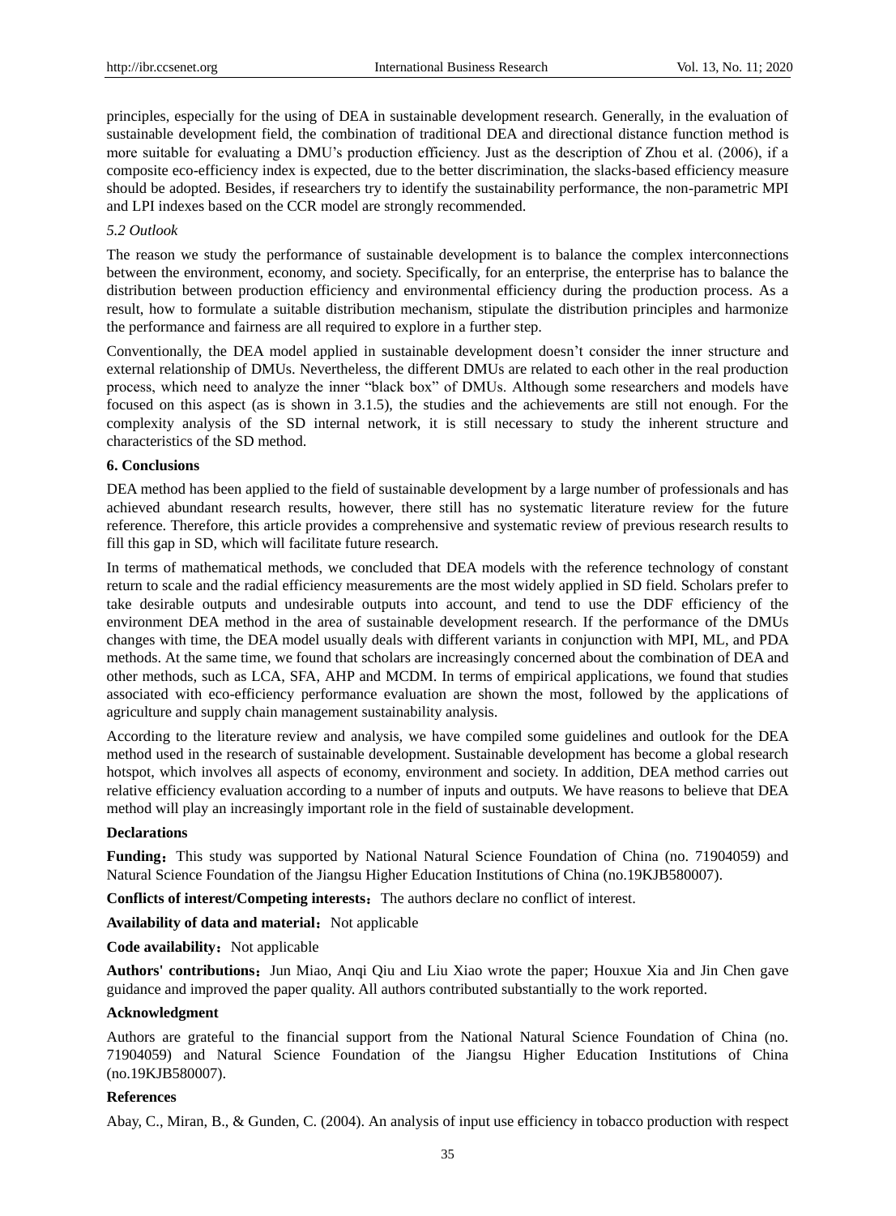principles, especially for the using of DEA in sustainable development research. Generally, in the evaluation of sustainable development field, the combination of traditional DEA and directional distance function method is more suitable for evaluating a DMU's production efficiency. Just as the description of Zhou et al. (2006), if a composite eco-efficiency index is expected, due to the better discrimination, the slacks-based efficiency measure should be adopted. Besides, if researchers try to identify the sustainability performance, the non-parametric MPI and LPI indexes based on the CCR model are strongly recommended.

### *5.2 Outlook*

The reason we study the performance of sustainable development is to balance the complex interconnections between the environment, economy, and society. Specifically, for an enterprise, the enterprise has to balance the distribution between production efficiency and environmental efficiency during the production process. As a result, how to formulate a suitable distribution mechanism, stipulate the distribution principles and harmonize the performance and fairness are all required to explore in a further step.

Conventionally, the DEA model applied in sustainable development doesn't consider the inner structure and external relationship of DMUs. Nevertheless, the different DMUs are related to each other in the real production process, which need to analyze the inner "black box" of DMUs. Although some researchers and models have focused on this aspect (as is shown in 3.1.5), the studies and the achievements are still not enough. For the complexity analysis of the SD internal network, it is still necessary to study the inherent structure and characteristics of the SD method.

## 6. Conclusions

DEA method has been applied to the field of sustainable development by a large number of professionals and has achieved abundant research results, however, there still has no systematic literature review for the future reference. Therefore, this article provides a comprehensive and systematic review of previous research results to fill this gap in SD, which will facilitate future research.

In terms of mathematical methods, we concluded that DEA models with the reference technology of constant return to scale and the radial efficiency measurements are the most widely applied in SD field. Scholars prefer to take desirable outputs and undesirable outputs into account, and tend to use the DDF efficiency of the environment DEA method in the area of sustainable development research. If the performance of the DMUs changes with time, the DEA model usually deals with different variants in conjunction with MPI, ML, and PDA methods. At the same time, we found that scholars are increasingly concerned about the combination of DEA and other methods, such as LCA, SFA, AHP and MCDM. In terms of empirical applications, we found that studies associated with eco-efficiency performance evaluation are shown the most, followed by the applications of agriculture and supply chain management sustainability analysis.

According to the literature review and analysis, we have compiled some guidelines and outlook for the DEA method used in the research of sustainable development. Sustainable development has become a global research hotspot, which involves all aspects of economy, environment and society. In addition, DEA method carries out relative efficiency evaluation according to a number of inputs and outputs. We have reasons to believe that DEA method will play an increasingly important role in the field of sustainable development.

**Declarations**

**Funding**：This study was supported by National Natural Science Foundation of China (no. 71904059) and Natural Science Foundation of the Jiangsu Higher Education Institutions of China (no.19KJB580007).

**Conflicts of interest/Competing interests**：The authors declare no conflict of interest.

**Availability of data and material**：Not applicable

**Code availability**：Not applicable

**Authors' contributions**：Jun Miao, Anqi Qiu and Liu Xiao wrote the paper; Houxue Xia and Jin Chen gave guidance and improved the paper quality. All authors contributed substantially to the work reported.

**Acknowledgment**

Authors are grateful to the financial support from the National Natural Science Foundation of China (no. 71904059) and Natural Science Foundation of the Jiangsu Higher Education Institutions of China (no.19KJB580007).

**References**

Abay, C., Miran, B., & Gunden, C. (2004). An analysis of input use efficiency in tobacco production with respect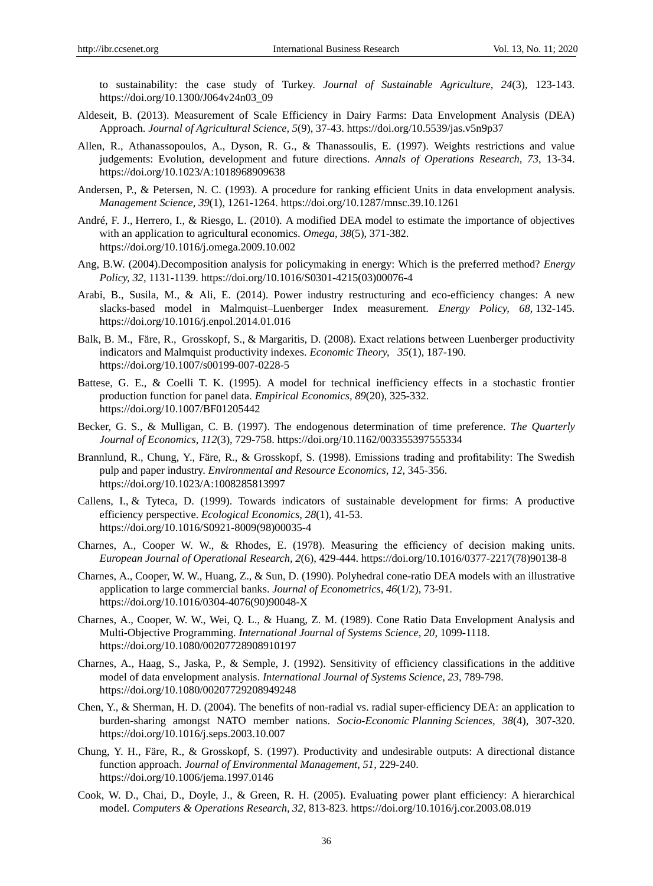to sustainability: the case study of Turkey. *Journal of Sustainable Agriculture, 24*(3), 123-143. https://doi.org/10.1300/J064v24n03_09

Aldeseit, B. (2013). Measurement of Scale Efficiency in Dairy Farms: Data Envelopment Analysis (DEA) Approach. *Journal of Agricultural Science, 5*(9), 37-43. https://doi.org/10.5539/jas.v5n9p37

Allen, R., Athanassopoulos, A., Dyson, R. G., & Thanassoulis, E. (1997). Weights restrictions and value judgements: Evolution, development and future directions. *Annals of Operations Research, 73,* 13-34. https://doi.org/10.1023/A:1018968909638

Andersen, P., & Petersen, N. C. (1993). A procedure for ranking efficient Units in data envelopment analysis. *Management Science, 39*(1), 1261-1264. https://doi.org/10.1287/mnsc.39.10.1261

André, F. J., Herrero, I., & Riesgo, L. (2010). A modified DEA model to estimate the importance of objectives with an application to agricultural economics. *Omega, 38*(5), 371-382. https://doi.org/10.1016/j.omega.2009.10.002

Ang, B.W. (2004).Decomposition analysis for policymaking in energy: Which is the preferred method? *Energy Policy, 32,* 1131-1139. https://doi.org/10.1016/S0301-4215(03)00076-4

Arabi, B., Susila, M., & Ali, E. (2014). Power industry restructuring and eco-efficiency changes: A new slacks-based model in Malmquist–Luenberger Index measurement. *Energy Policy, 68,* 132-145. https://doi.org/10.1016/j.enpol.2014.01.016

Balk, B. M., Färe, R., Grosskopf, S., & Margaritis, D. (2008). Exact relations between Luenberger productivity indicators and Malmquist productivity indexes. *Economic Theory, 35*(1), 187-190. https://doi.org/10.1007/s00199-007-0228-5

Battese, G. E., & Coelli T. K. (1995). A model for technical inefficiency effects in a stochastic frontier production function for panel data. *Empirical Economics, 89*(20), 325-332. https://doi.org/10.1007/BF01205442

Becker, G. S., & Mulligan, C. B. (1997). The endogenous determination of time preference. *The Quarterly Journal of Economics, 112*(3), 729-758. https://doi.org/10.1162/003355397555334

Brannlund, R., Chung, Y., Färe, R., & Grosskopf, S. (1998). Emissions trading and profitability: The Swedish pulp and paper industry. *Environmental and Resource Economics, 12,* 345-356. https://doi.org/10.1023/A:1008285813997

Callens, I., & Tyteca, D. (1999). Towards indicators of sustainable development for firms: A productive efficiency perspective. *Ecological Economics, 28*(1), 41-53. https://doi.org/10.1016/S0921-8009(98)00035-4

Charnes, A., Cooper W. W., & Rhodes, E. (1978). Measuring the efficiency of decision making units. *European Journal of Operational Research, 2*(6), 429-444. https://doi.org/10.1016/0377-2217(78)90138-8

Charnes, A., Cooper, W. W., Huang, Z., & Sun, D. (1990). Polyhedral cone-ratio DEA models with an illustrative application to large commercial banks. *Journal of Econometrics, 46*(1/2), 73-91. https://doi.org/10.1016/0304-4076(90)90048-X

Charnes, A., Cooper, W. W., Wei, Q. L., & Huang, Z. M. (1989). Cone Ratio Data Envelopment Analysis and Multi-Objective Programming. *International Journal of Systems Science, 20,* 1099-1118. https://doi.org/10.1080/00207728908910197

Charnes, A., Haag, S., Jaska, P., & Semple, J. (1992). Sensitivity of efficiency classifications in the additive model of data envelopment analysis. *International Journal of Systems Science, 23,* 789-798. https://doi.org/10.1080/00207729208949248

Chen, Y., & Sherman, H. D. (2004). The benefits of non-radial vs. radial super-efficiency DEA: an application to burden-sharing amongst NATO member nations. *Socio-Economic Planning Sciences, 38*(4), 307-320. https://doi.org/10.1016/j.seps.2003.10.007

Chung, Y. H., Färe, R., & Grosskopf, S. (1997). Productivity and undesirable outputs: A directional distance function approach. *Journal of Environmental Management, 51,* 229-240. https://doi.org/10.1006/jema.1997.0146

Cook, W. D., Chai, D., Doyle, J., & Green, R. H. (2005). Evaluating power plant efficiency: A hierarchical model. *Computers & Operations Research, 32,* 813-823. https://doi.org/10.1016/j.cor.2003.08.019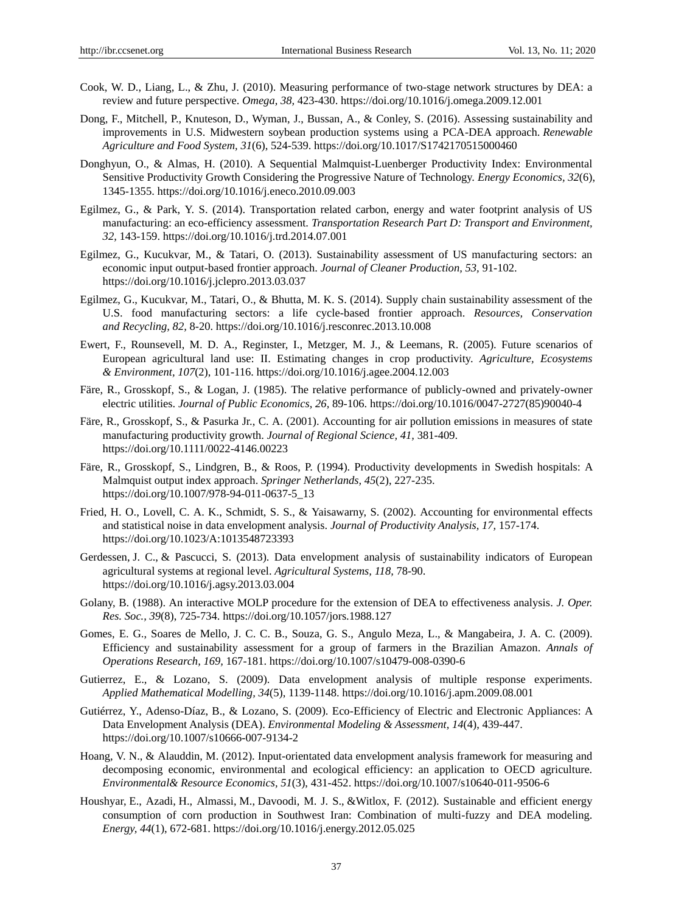Cook, W. D., Liang, L., & Zhu, J. (2010). Measuring performance of two-stage network structures by DEA: a review and future perspective. *Omega, 38,* 423-430. https://doi.org/10.1016/j.omega.2009.12.001

Dong, F., Mitchell, P., Knuteson, D., Wyman, J., Bussan, A., & Conley, S. (2016). Assessing sustainability and improvements in U.S. Midwestern soybean production systems using a PCA-DEA approach. *Renewable Agriculture and Food System, 31*(6), 524-539. https://doi.org/10.1017/S1742170515000460

Donghyun, O., & Almas, H. (2010). A Sequential Malmquist-Luenberger Productivity Index: Environmental Sensitive Productivity Growth Considering the Progressive Nature of Technology. *Energy Economics, 32*(6), 1345-1355. https://doi.org/10.1016/j.eneco.2010.09.003

Egilmez, G., & Park, Y. S. (2014). Transportation related carbon, energy and water footprint analysis of US manufacturing: an eco-efficiency assessment. *Transportation Research Part D: Transport and Environment, 32,* 143-159. https://doi.org/10.1016/j.trd.2014.07.001

Egilmez, G., Kucukvar, M., & Tatari, O. (2013). Sustainability assessment of US manufacturing sectors: an economic input output-based frontier approach. *Journal of Cleaner Production, 53,* 91-102. https://doi.org/10.1016/j.jclepro.2013.03.037

Egilmez, G., Kucukvar, M., Tatari, O., & Bhutta, M. K. S. (2014). Supply chain sustainability assessment of the U.S. food manufacturing sectors: a life cycle-based frontier approach. *Resources, Conservation and Recycling, 82,* 8-20. https://doi.org/10.1016/j.resconrec.2013.10.008

Ewert, F., Rounsevell, M. D. A., Reginster, I., Metzger, M. J., & Leemans, R. (2005). Future scenarios of European agricultural land use: II. Estimating changes in crop productivity. *Agriculture, Ecosystems & Environment, 107*(2), 101-116. https://doi.org/10.1016/j.agee.2004.12.003

Färe, R., Grosskopf, S., & Logan, J. (1985). The relative performance of publicly-owned and privately-owner electric utilities. *Journal of Public Economics, 26,* 89-106. https://doi.org/10.1016/0047-2727(85)90040-4

Färe, R., Grosskopf, S., & Pasurka Jr., C. A. (2001). Accounting for air pollution emissions in measures of state manufacturing productivity growth. *Journal of Regional Science, 41,* 381-409. https://doi.org/10.1111/0022-4146.00223

Färe, R., Grosskopf, S., Lindgren, B., & Roos, P. (1994). Productivity developments in Swedish hospitals: A Malmquist output index approach. *Springer Netherlands, 45*(2), 227-235. https://doi.org/10.1007/978-94-011-0637-5_13

Fried, H. O., Lovell, C. A. K., Schmidt, S. S., & Yaisawarny, S. (2002). Accounting for environmental effects and statistical noise in data envelopment analysis. *Journal of Productivity Analysis, 17,* 157-174. https://doi.org/10.1023/A:1013548723393

Gerdessen, J. C., & Pascucci, S. (2013). Data envelopment analysis of sustainability indicators of European agricultural systems at regional level. *Agricultural Systems, 118,* 78-90. https://doi.org/10.1016/j.agsy.2013.03.004

Golany, B. (1988). An interactive MOLP procedure for the extension of DEA to effectiveness analysis. *J. Oper. Res. Soc., 39*(8), 725-734. https://doi.org/10.1057/jors.1988.127

Gomes, E. G., Soares de Mello, J. C. C. B., Souza, G. S., Angulo Meza, L., & Mangabeira, J. A. C. (2009). Efficiency and sustainability assessment for a group of farmers in the Brazilian Amazon. *Annals of Operations Research, 169,* 167-181. https://doi.org/10.1007/s10479-008-0390-6

Gutierrez, E., & Lozano, S. (2009). Data envelopment analysis of multiple response experiments. *Applied Mathematical Modelling, 34*(5), 1139-1148. https://doi.org/10.1016/j.apm.2009.08.001

Gutiérrez, Y., Adenso-Díaz, B., & Lozano, S. (2009). Eco-Efficiency of Electric and Electronic Appliances: A Data Envelopment Analysis (DEA). *Environmental Modeling & Assessment, 14*(4), 439-447. https://doi.org/10.1007/s10666-007-9134-2

Hoang, V. N., & Alauddin, M. (2012). Input-orientated data envelopment analysis framework for measuring and decomposing economic, environmental and ecological efficiency: an application to OECD agriculture. *Environmental& Resource Economics, 51*(3), 431-452. https://doi.org/10.1007/s10640-011-9506-6

Houshyar, E., Azadi, H., Almassi, M., Davoodi, M. J. S., &Witlox, F. (2012). Sustainable and efficient energy consumption of corn production in Southwest Iran: Combination of multi-fuzzy and DEA modeling. *Energy, 44*(1), 672-681. https://doi.org/10.1016/j.energy.2012.05.025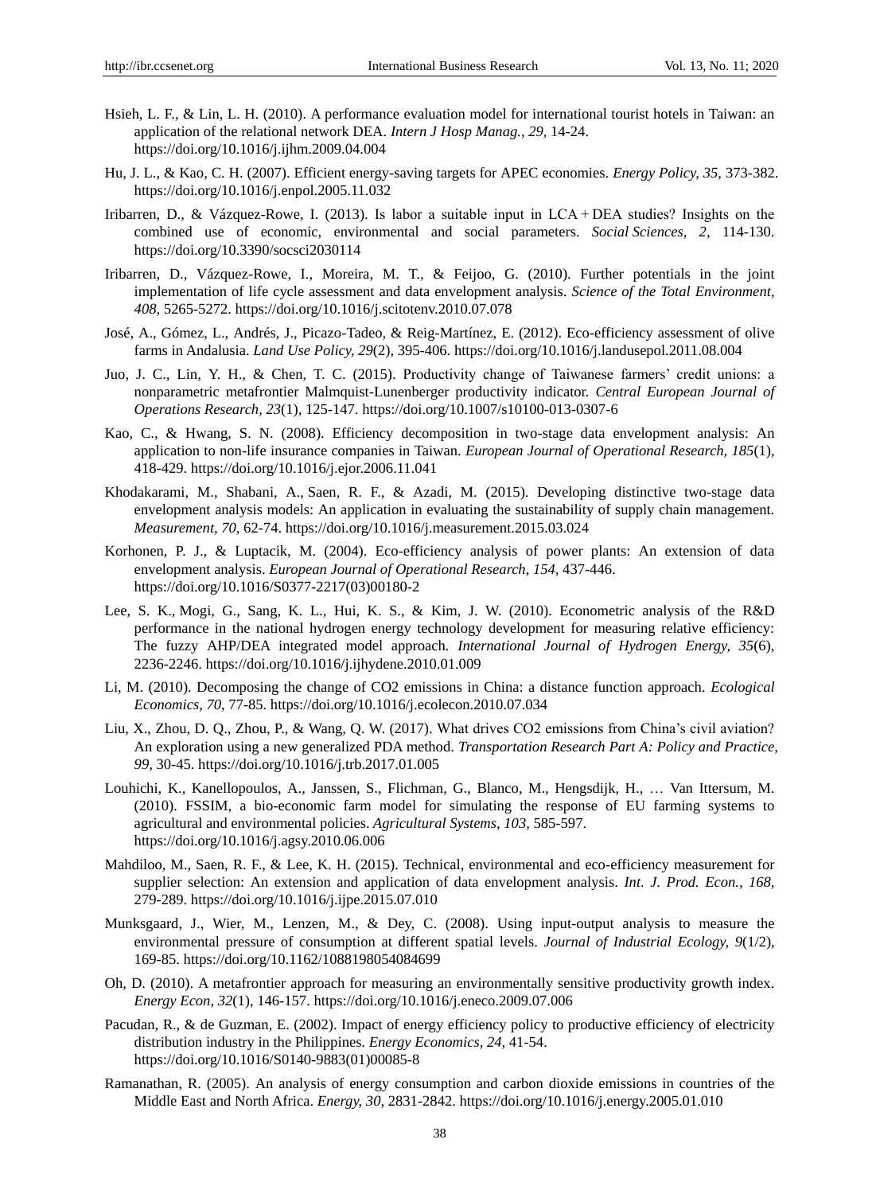Hsieh, L. F., & Lin, L. H. (2010). A performance evaluation model for international tourist hotels in Taiwan: an application of the relational network DEA. *Intern J Hosp Manag., 29*, 14-24. https://doi.org/10.1016/j.ijhm.2009.04.004

Hu, J. L., & Kao, C. H. (2007). Efficient energy-saving targets for APEC economies. *Energy Policy, 35*, 373-382. https://doi.org/10.1016/j.enpol.2005.11.032

Iribarren, D., & Vázquez-Rowe, I. (2013). Is labor a suitable input in LCA + DEA studies? Insights on the combined use of economic, environmental and social parameters. *Social Sciences, 2*, 114-130. https://doi.org/10.3390/socsci2030114

Iribarren, D., Vázquez-Rowe, I., Moreira, M. T., & Feijoo, G. (2010). Further potentials in the joint implementation of life cycle assessment and data envelopment analysis. *Science of the Total Environment, 408*, 5265-5272. https://doi.org/10.1016/j.scitotenv.2010.07.078

José, A., Gómez, L., Andrés, J., Picazo-Tadeo, & Reig-Martínez, E. (2012). Eco-efficiency assessment of olive farms in Andalusia. *Land Use Policy, 29*(2), 395-406. https://doi.org/10.1016/j.landusepol.2011.08.004

Juo, J. C., Lin, Y. H., & Chen, T. C. (2015). Productivity change of Taiwanese farmers' credit unions: a nonparametric metafrontier Malmquist-Lunenberger productivity indicator. *Central European Journal of Operations Research, 23*(1), 125-147. https://doi.org/10.1007/s10100-013-0307-6

Kao, C., & Hwang, S. N. (2008). Efficiency decomposition in two-stage data envelopment analysis: An application to non-life insurance companies in Taiwan. *European Journal of Operational Research, 185*(1), 418-429. https://doi.org/10.1016/j.ejor.2006.11.041

Khodakarami, M., Shabani, A., Saen, R. F., & Azadi, M. (2015). Developing distinctive two-stage data envelopment analysis models: An application in evaluating the sustainability of supply chain management. *Measurement, 70*, 62-74. https://doi.org/10.1016/j.measurement.2015.03.024

Korhonen, P. J., & Luptacik, M. (2004). Eco-efficiency analysis of power plants: An extension of data envelopment analysis. *European Journal of Operational Research, 154*, 437-446. https://doi.org/10.1016/S0377-2217(03)00180-2

Lee, S. K., Mogi, G., Sang, K. L., Hui, K. S., & Kim, J. W. (2010). Econometric analysis of the R&D performance in the national hydrogen energy technology development for measuring relative efficiency: The fuzzy AHP/DEA integrated model approach. *International Journal of Hydrogen Energy, 35*(6), 2236-2246. https://doi.org/10.1016/j.ijhydene.2010.01.009

Li, M. (2010). Decomposing the change of CO2 emissions in China: a distance function approach. *Ecological Economics, 70*, 77-85. https://doi.org/10.1016/j.ecolecon.2010.07.034

Liu, X., Zhou, D. Q., Zhou, P., & Wang, Q. W. (2017). What drives CO2 emissions from China's civil aviation? An exploration using a new generalized PDA method. *Transportation Research Part A: Policy and Practice, 99*, 30-45. https://doi.org/10.1016/j.trb.2017.01.005

Louhichi, K., Kanellopoulos, A., Janssen, S., Flichman, G., Blanco, M., Hengsdijk, H., … Van Ittersum, M. (2010). FSSIM, a bio-economic farm model for simulating the response of EU farming systems to agricultural and environmental policies. *Agricultural Systems, 103*, 585-597. https://doi.org/10.1016/j.agsy.2010.06.006

Mahdiloo, M., Saen, R. F., & Lee, K. H. (2015). Technical, environmental and eco-efficiency measurement for supplier selection: An extension and application of data envelopment analysis. *Int. J. Prod. Econ., 168*, 279-289. https://doi.org/10.1016/j.ijpe.2015.07.010

Munksgaard, J., Wier, M., Lenzen, M., & Dey, C. (2008). Using input-output analysis to measure the environmental pressure of consumption at different spatial levels. *Journal of Industrial Ecology, 9*(1/2), 169-85. https://doi.org/10.1162/1088198054084699

Oh, D. (2010). A metafrontier approach for measuring an environmentally sensitive productivity growth index. *Energy Econ, 32*(1), 146-157. https://doi.org/10.1016/j.eneco.2009.07.006

Pacudan, R., & de Guzman, E. (2002). Impact of energy efficiency policy to productive efficiency of electricity distribution industry in the Philippines. *Energy Economics, 24*, 41-54. https://doi.org/10.1016/S0140-9883(01)00085-8

Ramanathan, R. (2005). An analysis of energy consumption and carbon dioxide emissions in countries of the Middle East and North Africa. *Energy, 30*, 2831-2842. https://doi.org/10.1016/j.energy.2005.01.010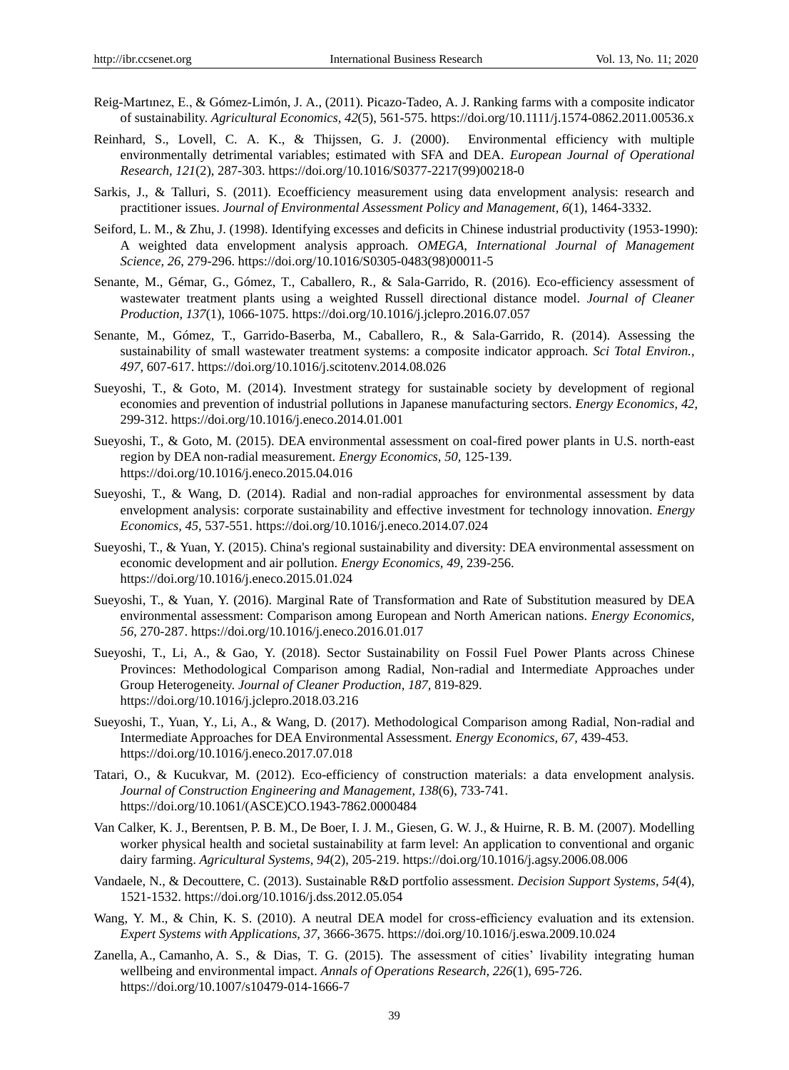Reig-Martınez, E., & Gómez-Limón, J. A., (2011). Picazo-Tadeo, A. J. Ranking farms with a composite indicator of sustainability. *Agricultural Economics, 42*(5), 561-575. https://doi.org/10.1111/j.1574-0862.2011.00536.x

Reinhard, S., Lovell, C. A. K., & Thijssen, G. J. (2000). Environmental efficiency with multiple environmentally detrimental variables; estimated with SFA and DEA. *European Journal of Operational Research, 121*(2), 287-303. https://doi.org/10.1016/S0377-2217(99)00218-0

Sarkis, J., & Talluri, S. (2011). Ecoefficiency measurement using data envelopment analysis: research and practitioner issues. *Journal of Environmental Assessment Policy and Management, 6*(1), 1464-3332.

Seiford, L. M., & Zhu, J. (1998). Identifying excesses and deficits in Chinese industrial productivity (1953-1990): A weighted data envelopment analysis approach. *OMEGA, International Journal of Management Science, 26*, 279-296. https://doi.org/10.1016/S0305-0483(98)00011-5

Senante, M., Gémar, G., Gómez, T., Caballero, R., & Sala-Garrido, R. (2016). Eco-efficiency assessment of wastewater treatment plants using a weighted Russell directional distance model. *Journal of Cleaner Production, 137*(1), 1066-1075. https://doi.org/10.1016/j.jclepro.2016.07.057

Senante, M., Gómez, T., Garrido-Baserba, M., Caballero, R., & Sala-Garrido, R. (2014). Assessing the sustainability of small wastewater treatment systems: a composite indicator approach. *Sci Total Environ., 497*, 607-617. https://doi.org/10.1016/j.scitotenv.2014.08.026

Sueyoshi, T., & Goto, M. (2014). Investment strategy for sustainable society by development of regional economies and prevention of industrial pollutions in Japanese manufacturing sectors. *Energy Economics, 42*, 299-312. https://doi.org/10.1016/j.eneco.2014.01.001

Sueyoshi, T., & Goto, M. (2015). DEA environmental assessment on coal-fired power plants in U.S. north-east region by DEA non-radial measurement. *Energy Economics, 50*, 125-139. https://doi.org/10.1016/j.eneco.2015.04.016

Sueyoshi, T., & Wang, D. (2014). Radial and non-radial approaches for environmental assessment by data envelopment analysis: corporate sustainability and effective investment for technology innovation. *Energy Economics, 45*, 537-551. https://doi.org/10.1016/j.eneco.2014.07.024

Sueyoshi, T., & Yuan, Y. (2015). China's regional sustainability and diversity: DEA environmental assessment on economic development and air pollution. *Energy Economics, 49*, 239-256. https://doi.org/10.1016/j.eneco.2015.01.024

Sueyoshi, T., & Yuan, Y. (2016). Marginal Rate of Transformation and Rate of Substitution measured by DEA environmental assessment: Comparison among European and North American nations. *Energy Economics, 56*, 270-287. https://doi.org/10.1016/j.eneco.2016.01.017

Sueyoshi, T., Li, A., & Gao, Y. (2018). Sector Sustainability on Fossil Fuel Power Plants across Chinese Provinces: Methodological Comparison among Radial, Non-radial and Intermediate Approaches under Group Heterogeneity. *Journal of Cleaner Production, 187*, 819-829. https://doi.org/10.1016/j.jclepro.2018.03.216

Sueyoshi, T., Yuan, Y., Li, A., & Wang, D. (2017). Methodological Comparison among Radial, Non-radial and Intermediate Approaches for DEA Environmental Assessment. *Energy Economics, 67*, 439-453. https://doi.org/10.1016/j.eneco.2017.07.018

Tatari, O., & Kucukvar, M. (2012). Eco-efficiency of construction materials: a data envelopment analysis. *Journal of Construction Engineering and Management, 138*(6), 733-741. https://doi.org/10.1061/(ASCE)CO.1943-7862.0000484

Van Calker, K. J., Berentsen, P. B. M., De Boer, I. J. M., Giesen, G. W. J., & Huirne, R. B. M. (2007). Modelling worker physical health and societal sustainability at farm level: An application to conventional and organic dairy farming. *Agricultural Systems, 94*(2), 205-219. https://doi.org/10.1016/j.agsy.2006.08.006

Vandaele, N., & Decouttere, C. (2013). Sustainable R&D portfolio assessment. *Decision Support Systems, 54*(4), 1521-1532. https://doi.org/10.1016/j.dss.2012.05.054

Wang, Y. M., & Chin, K. S. (2010). A neutral DEA model for cross-efficiency evaluation and its extension. *Expert Systems with Applications, 37*, 3666-3675. https://doi.org/10.1016/j.eswa.2009.10.024

Zanella, A., Camanho, A. S., & Dias, T. G. (2015). The assessment of cities' livability integrating human wellbeing and environmental impact. *Annals of Operations Research, 226*(1), 695-726. https://doi.org/10.1007/s10479-014-1666-7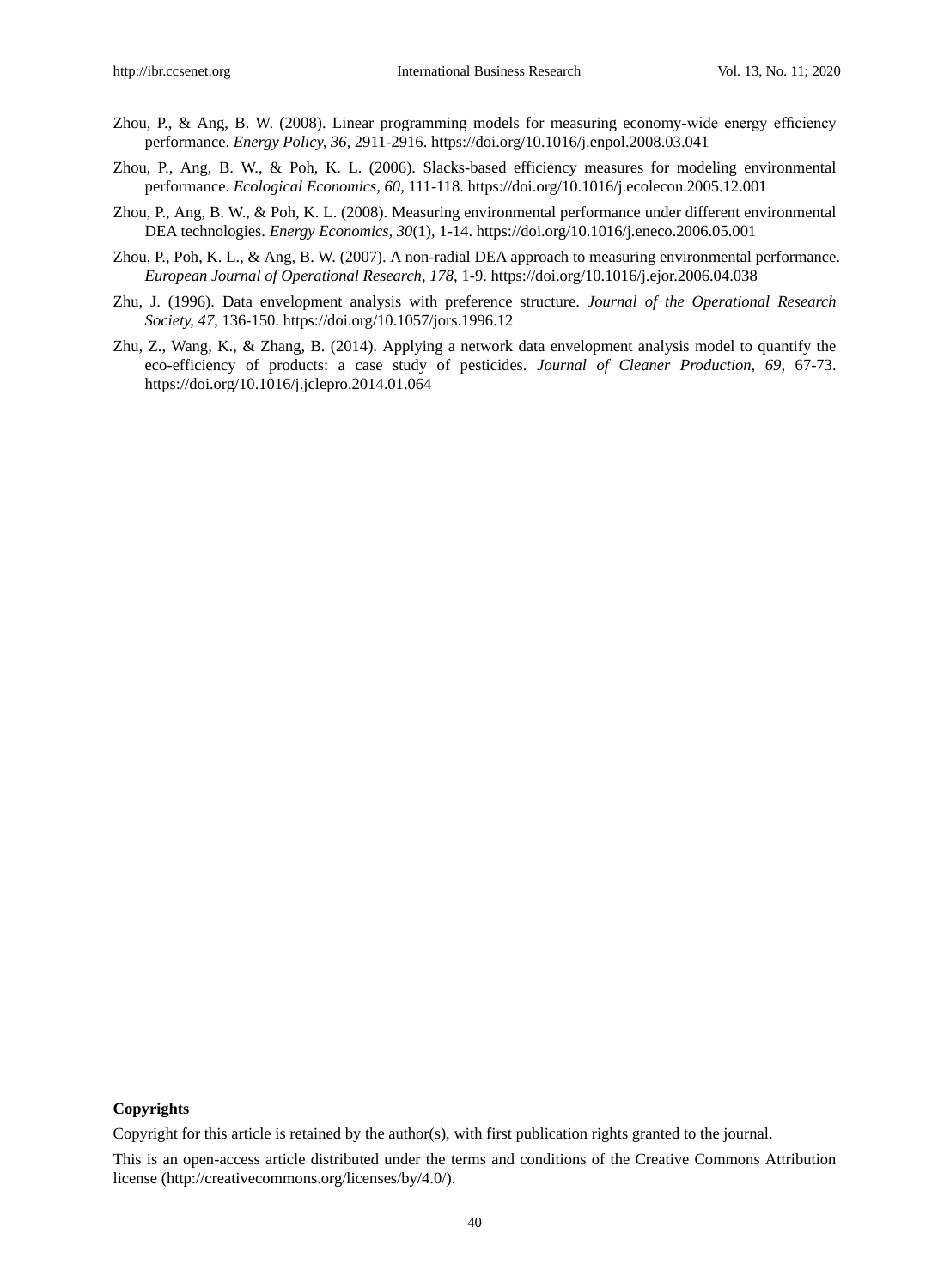Zhou, P., & Ang, B. W. (2008). Linear programming models for measuring economy-wide energy efficiency performance. *Energy Policy, 36,* 2911-2916. https://doi.org/10.1016/j.enpol.2008.03.041

Zhou, P., Ang, B. W., & Poh, K. L. (2006). Slacks-based efficiency measures for modeling environmental performance. *Ecological Economics, 60,* 111-118. https://doi.org/10.1016/j.ecolecon.2005.12.001

Zhou, P., Ang, B. W., & Poh, K. L. (2008). Measuring environmental performance under different environmental DEA technologies. *Energy Economics, 30*(1), 1-14. https://doi.org/10.1016/j.eneco.2006.05.001

Zhou, P., Poh, K. L., & Ang, B. W. (2007). A non-radial DEA approach to measuring environmental performance. *European Journal of Operational Research, 178*, 1-9. https://doi.org/10.1016/j.ejor.2006.04.038

Zhu, J. (1996). Data envelopment analysis with preference structure. *Journal of the Operational Research Society, 47*, 136-150. https://doi.org/10.1057/jors.1996.12

Zhu, Z., Wang, K., & Zhang, B. (2014). Applying a network data envelopment analysis model to quantify the eco-efficiency of products: a case study of pesticides. *Journal of Cleaner Production, 69*, 67-73. https://doi.org/10.1016/j.jclepro.2014.01.064

**Copyrights**

Copyright for this article is retained by the author(s), with first publication rights granted to the journal.

This is an open-access article distributed under the terms and conditions of the Creative Commons Attribution license (http://creativecommons.org/licenses/by/4.0/).